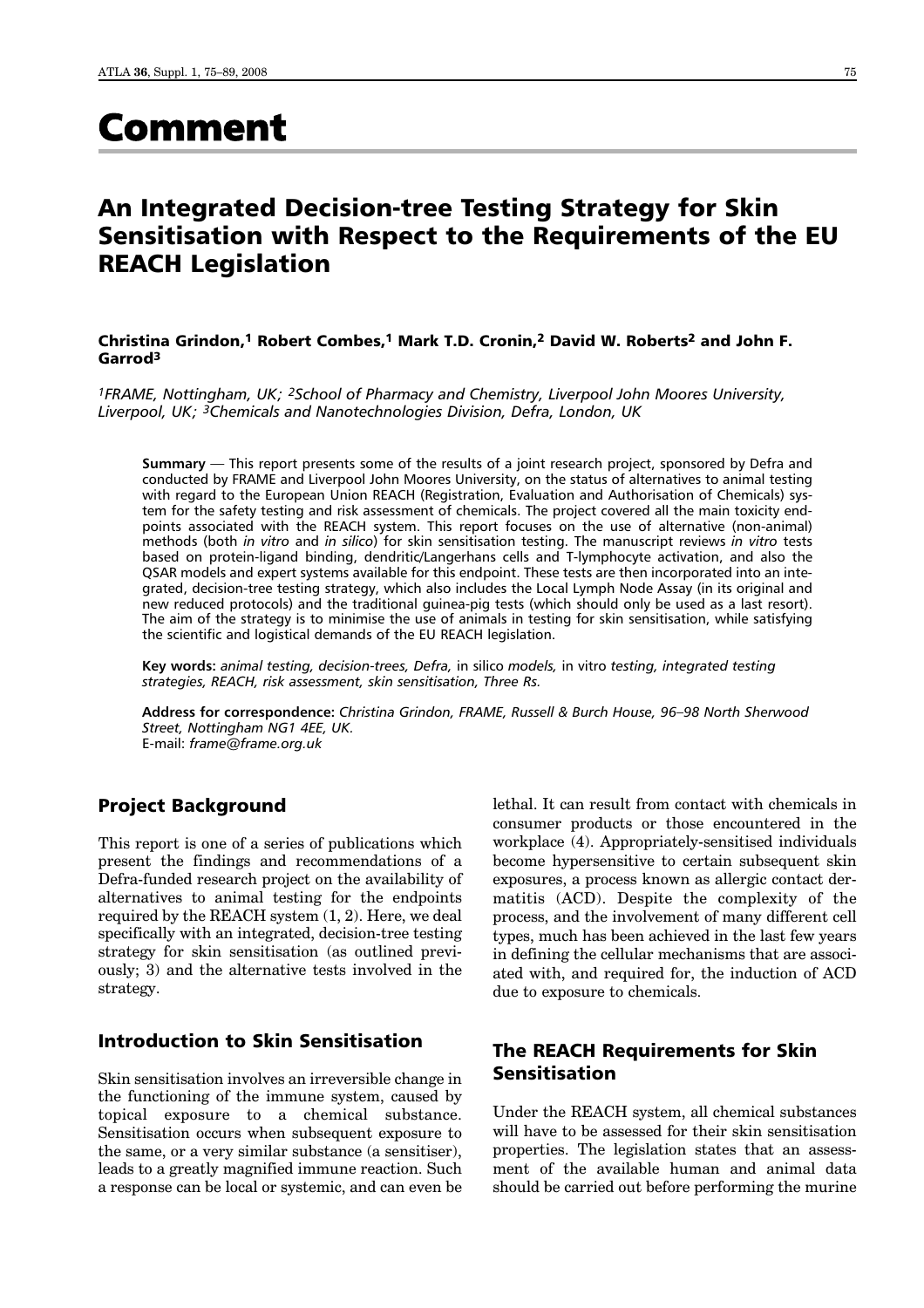# Comment

## An Integrated Decision-tree Testing Strategy for Skin Sensitisation with Respect to the Requirements of the EU REACH Legislation

**Christina Grindon,[1] Robert Combes,[1] Mark T.D. Cronin,[2] David W. Roberts[2] and John F. Garrod[3]**

*[1]FRAME, Nottingham, UK; [2]School of Pharmacy and Chemistry, Liverpool John Moores University, Liverpool, UK; [3]Chemicals and Nanotechnologies Division, Defra, London, UK*

**Summary** — This report presents some of the results of a joint research project, sponsored by Defra and conducted by FRAME and Liverpool John Moores University, on the status of alternatives to animal testing with regard to the European Union REACH (Registration, Evaluation and Authorisation of Chemicals) system for the safety testing and risk assessment of chemicals. The project covered all the main toxicity endpoints associated with the REACH system. This report focuses on the use of alternative (non-animal) methods (both *in vitro* and *in silico*) for skin sensitisation testing. The manuscript reviews *in vitro* tests based on protein-ligand binding, dendritic/Langerhans cells and T-lymphocyte activation, and also the QSAR models and expert systems available for this endpoint. These tests are then incorporated into an integrated, decision-tree testing strategy, which also includes the Local Lymph Node Assay (in its original and new reduced protocols) and the traditional guinea-pig tests (which should only be used as a last resort). The aim of the strategy is to minimise the use of animals in testing for skin sensitisation, while satisfying the scientific and logistical demands of the EU REACH legislation.

**Key words:** *animal testing, decision-trees, Defra,* in silico *models,* in vitro *testing, integrated testing strategies, REACH, risk assessment, skin sensitisation, Three Rs.*

**Address for correspondence:** *Christina Grindon, FRAME, Russell & Burch House, 96–98 North Sherwood Street, Nottingham NG1 4EE, UK.*
E-mail: *frame@frame.org.uk*

### Project Background

This report is one of a series of publications which present the findings and recommendations of a Defra-funded research project on the availability of alternatives to animal testing for the endpoints required by the REACH system (1, 2). Here, we deal specifically with an integrated, decision-tree testing strategy for skin sensitisation (as outlined previously; 3) and the alternative tests involved in the strategy.

### Introduction to Skin Sensitisation

Skin sensitisation involves an irreversible change in the functioning of the immune system, caused by topical exposure to a chemical substance. Sensitisation occurs when subsequent exposure to the same, or a very similar substance (a sensitiser), leads to a greatly magnified immune reaction. Such a response can be local or systemic, and can even be lethal. It can result from contact with chemicals in consumer products or those encountered in the workplace (4). Appropriately-sensitised individuals become hypersensitive to certain subsequent skin exposures, a process known as allergic contact dermatitis (ACD). Despite the complexity of the process, and the involvement of many different cell types, much has been achieved in the last few years in defining the cellular mechanisms that are associated with, and required for, the induction of ACD due to exposure to chemicals.

### The REACH Requirements for Skin Sensitisation

Under the REACH system, all chemical substances will have to be assessed for their skin sensitisation properties. The legislation states that an assessment of the available human and animal data should be carried out before performing the murine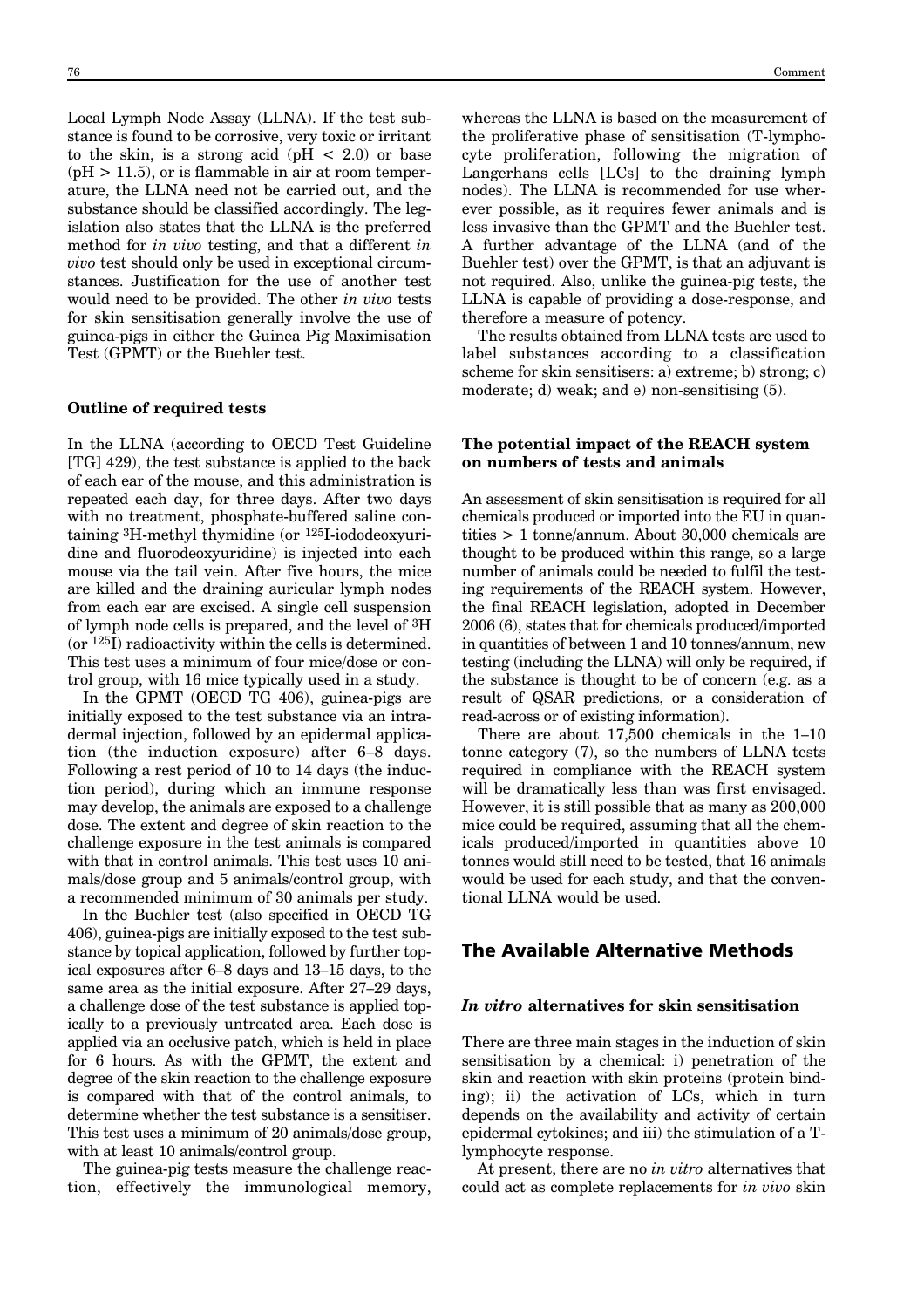Local Lymph Node Assay (LLNA). If the test substance is found to be corrosive, very toxic or irritant to the skin, is a strong acid (pH < 2.0) or base (pH > 11.5), or is flammable in air at room temperature, the LLNA need not be carried out, and the substance should be classified accordingly. The legislation also states that the LLNA is the preferred method for *in vivo* testing, and that a different *in vivo* test should only be used in exceptional circumstances. Justification for the use of another test would need to be provided. The other *in vivo* tests for skin sensitisation generally involve the use of guinea-pigs in either the Guinea Pig Maximisation Test (GPMT) or the Buehler test.

### Outline of required tests

In the LLNA (according to OECD Test Guideline [TG] 429), the test substance is applied to the back of each ear of the mouse, and this administration is repeated each day, for three days. After two days with no treatment, phosphate-buffered saline containing $^{3}$H-methyl thymidine (or $^{125}$I-iododeoxyuridine and fluorodeoxyuridine) is injected into each mouse via the tail vein. After five hours, the mice are killed and the draining auricular lymph nodes from each ear are excised. A single cell suspension of lymph node cells is prepared, and the level of $^{3}$H (or $^{125}$I) radioactivity within the cells is determined. This test uses a minimum of four mice/dose or control group, with 16 mice typically used in a study.

In the GPMT (OECD TG 406), guinea-pigs are initially exposed to the test substance via an intradermal injection, followed by an epidermal application (the induction exposure) after 6–8 days. Following a rest period of 10 to 14 days (the induction period), during which an immune response may develop, the animals are exposed to a challenge dose. The extent and degree of skin reaction to the challenge exposure in the test animals is compared with that in control animals. This test uses 10 animals/dose group and 5 animals/control group, with a recommended minimum of 30 animals per study.

In the Buehler test (also specified in OECD TG 406), guinea-pigs are initially exposed to the test substance by topical application, followed by further topical exposures after 6–8 days and 13–15 days, to the same area as the initial exposure. After 27–29 days, a challenge dose of the test substance is applied topically to a previously untreated area. Each dose is applied via an occlusive patch, which is held in place for 6 hours. As with the GPMT, the extent and degree of the skin reaction to the challenge exposure is compared with that of the control animals, to determine whether the test substance is a sensitiser. This test uses a minimum of 20 animals/dose group, with at least 10 animals/control group.

The guinea-pig tests measure the challenge reaction, effectively the immunological memory, whereas the LLNA is based on the measurement of the proliferative phase of sensitisation (T-lymphocyte proliferation, following the migration of Langerhans cells [LCs] to the draining lymph nodes). The LLNA is recommended for use wherever possible, as it requires fewer animals and is less invasive than the GPMT and the Buehler test. A further advantage of the LLNA (and of the Buehler test) over the GPMT, is that an adjuvant is not required. Also, unlike the guinea-pig tests, the LLNA is capable of providing a dose-response, and therefore a measure of potency.

The results obtained from LLNA tests are used to label substances according to a classification scheme for skin sensitisers: a) extreme; b) strong; c) moderate; d) weak; and e) non-sensitising (5).

### The potential impact of the REACH system on numbers of tests and animals

An assessment of skin sensitisation is required for all chemicals produced or imported into the EU in quantities > 1 tonne/annum. About 30,000 chemicals are thought to be produced within this range, so a large number of animals could be needed to fulfil the testing requirements of the REACH system. However, the final REACH legislation, adopted in December 2006 (6), states that for chemicals produced/imported in quantities of between 1 and 10 tonnes/annum, new testing (including the LLNA) will only be required, if the substance is thought to be of concern (e.g. as a result of QSAR predictions, or a consideration of read-across or of existing information).

There are about 17,500 chemicals in the 1–10 tonne category (7), so the numbers of LLNA tests required in compliance with the REACH system will be dramatically less than was first envisaged. However, it is still possible that as many as 200,000 mice could be required, assuming that all the chemicals produced/imported in quantities above 10 tonnes would still need to be tested, that 16 animals would be used for each study, and that the conventional LLNA would be used.

## The Available Alternative Methods

### *In vitro* alternatives for skin sensitisation

There are three main stages in the induction of skin sensitisation by a chemical: i) penetration of the skin and reaction with skin proteins (protein binding); ii) the activation of LCs, which in turn depends on the availability and activity of certain epidermal cytokines; and iii) the stimulation of a T-lymphocyte response.

At present, there are no *in vitro* alternatives that could act as complete replacements for *in vivo* skin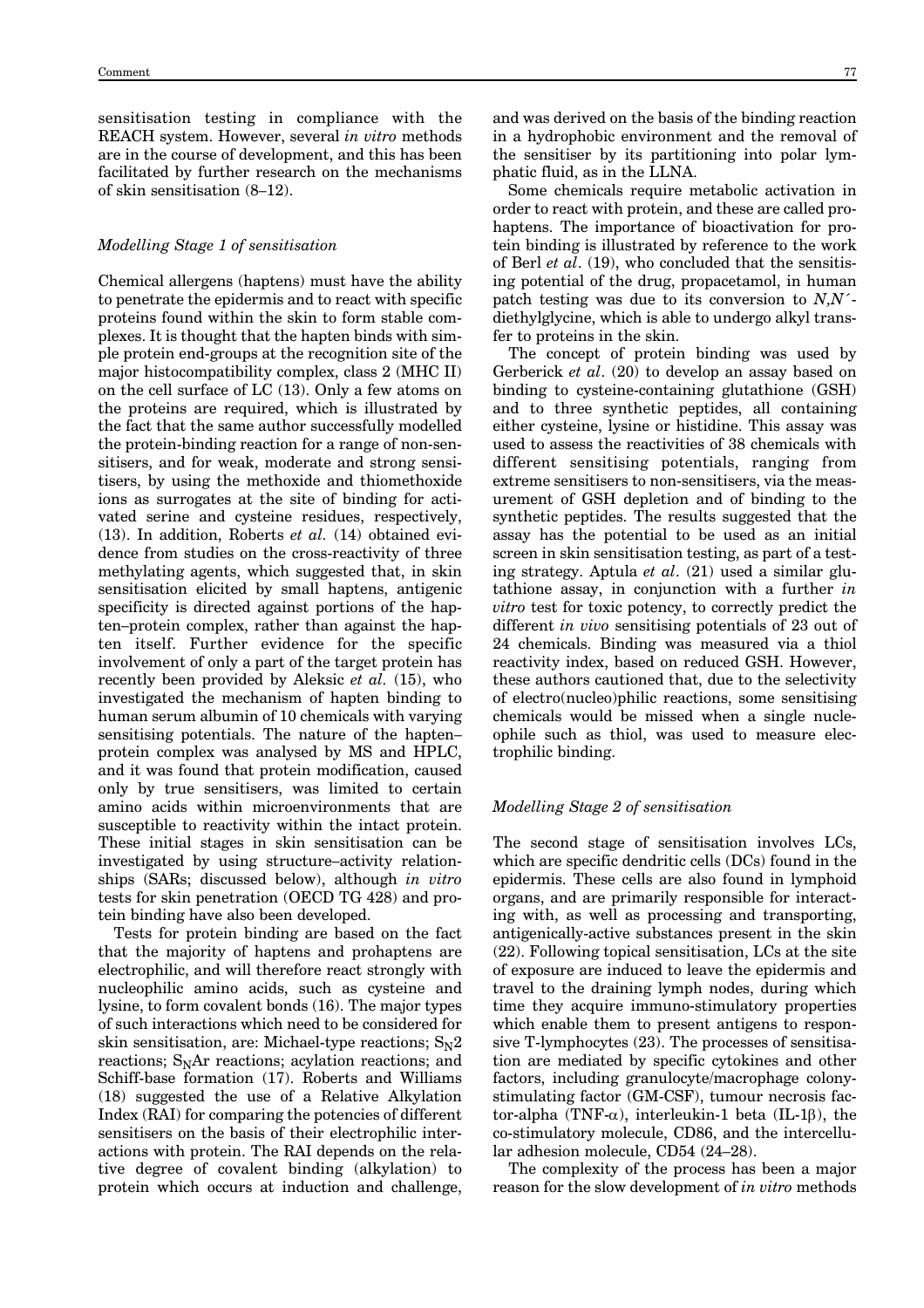sensitisation testing in compliance with the REACH system. However, several *in vitro* methods are in the course of development, and this has been facilitated by further research on the mechanisms of skin sensitisation (8–12).

### *Modelling Stage 1 of sensitisation*

Chemical allergens (haptens) must have the ability to penetrate the epidermis and to react with specific proteins found within the skin to form stable complexes. It is thought that the hapten binds with simple protein end-groups at the recognition site of the major histocompatibility complex, class 2 (MHC II) on the cell surface of LC (13). Only a few atoms on the proteins are required, which is illustrated by the fact that the same author successfully modelled the protein-binding reaction for a range of non-sensitisers, and for weak, moderate and strong sensitisers, by using the methoxide and thiomethoxide ions as surrogates at the site of binding for activated serine and cysteine residues, respectively, (13). In addition, Roberts *et al.* (14) obtained evidence from studies on the cross-reactivity of three methylating agents, which suggested that, in skin sensitisation elicited by small haptens, antigenic specificity is directed against portions of the hapten–protein complex, rather than against the hapten itself. Further evidence for the specific involvement of only a part of the target protein has recently been provided by Aleksic *et al.* (15), who investigated the mechanism of hapten binding to human serum albumin of 10 chemicals with varying sensitising potentials. The nature of the hapten–protein complex was analysed by MS and HPLC, and it was found that protein modification, caused only by true sensitisers, was limited to certain amino acids within microenvironments that are susceptible to reactivity within the intact protein. These initial stages in skin sensitisation can be investigated by using structure–activity relationships (SARs; discussed below), although *in vitro* tests for skin penetration (OECD TG 428) and protein binding have also been developed.

Tests for protein binding are based on the fact that the majority of haptens and prohaptens are electrophilic, and will therefore react strongly with nucleophilic amino acids, such as cysteine and lysine, to form covalent bonds (16). The major types of such interactions which need to be considered for skin sensitisation, are: Michael-type reactions; $S_N2$ reactions; $S_NAr$ reactions; acylation reactions; and Schiff-base formation (17). Roberts and Williams (18) suggested the use of a Relative Alkylation Index (RAI) for comparing the potencies of different sensitisers on the basis of their electrophilic interactions with protein. The RAI depends on the relative degree of covalent binding (alkylation) to protein which occurs at induction and challenge, and was derived on the basis of the binding reaction in a hydrophobic environment and the removal of the sensitiser by its partitioning into polar lymphatic fluid, as in the LLNA.

Some chemicals require metabolic activation in order to react with protein, and these are called prohaptens. The importance of bioactivation for protein binding is illustrated by reference to the work of Berl *et al*. (19), who concluded that the sensitising potential of the drug, propacetamol, in human patch testing was due to its conversion to *N,N´*-diethylglycine, which is able to undergo alkyl transfer to proteins in the skin.

The concept of protein binding was used by Gerberick *et al*. (20) to develop an assay based on binding to cysteine-containing glutathione (GSH) and to three synthetic peptides, all containing either cysteine, lysine or histidine. This assay was used to assess the reactivities of 38 chemicals with different sensitising potentials, ranging from extreme sensitisers to non-sensitisers, via the measurement of GSH depletion and of binding to the synthetic peptides. The results suggested that the assay has the potential to be used as an initial screen in skin sensitisation testing, as part of a testing strategy. Aptula *et al*. (21) used a similar glutathione assay, in conjunction with a further *in vitro* test for toxic potency, to correctly predict the different *in vivo* sensitising potentials of 23 out of 24 chemicals. Binding was measured via a thiol reactivity index, based on reduced GSH. However, these authors cautioned that, due to the selectivity of electro(nucleo)philic reactions, some sensitising chemicals would be missed when a single nucleophile such as thiol, was used to measure electrophilic binding.

### *Modelling Stage 2 of sensitisation*

The second stage of sensitisation involves LCs, which are specific dendritic cells (DCs) found in the epidermis. These cells are also found in lymphoid organs, and are primarily responsible for interacting with, as well as processing and transporting, antigenically-active substances present in the skin (22). Following topical sensitisation, LCs at the site of exposure are induced to leave the epidermis and travel to the draining lymph nodes, during which time they acquire immuno-stimulatory properties which enable them to present antigens to responsive T-lymphocytes (23). The processes of sensitisation are mediated by specific cytokines and other factors, including granulocyte/macrophage colony-stimulating factor (GM-CSF), tumour necrosis factor-alpha (TNF-$\alpha$), interleukin-1 beta (IL-1$\beta$), the co-stimulatory molecule, CD86, and the intercellular adhesion molecule, CD54 (24–28).

The complexity of the process has been a major reason for the slow development of *in vitro* methods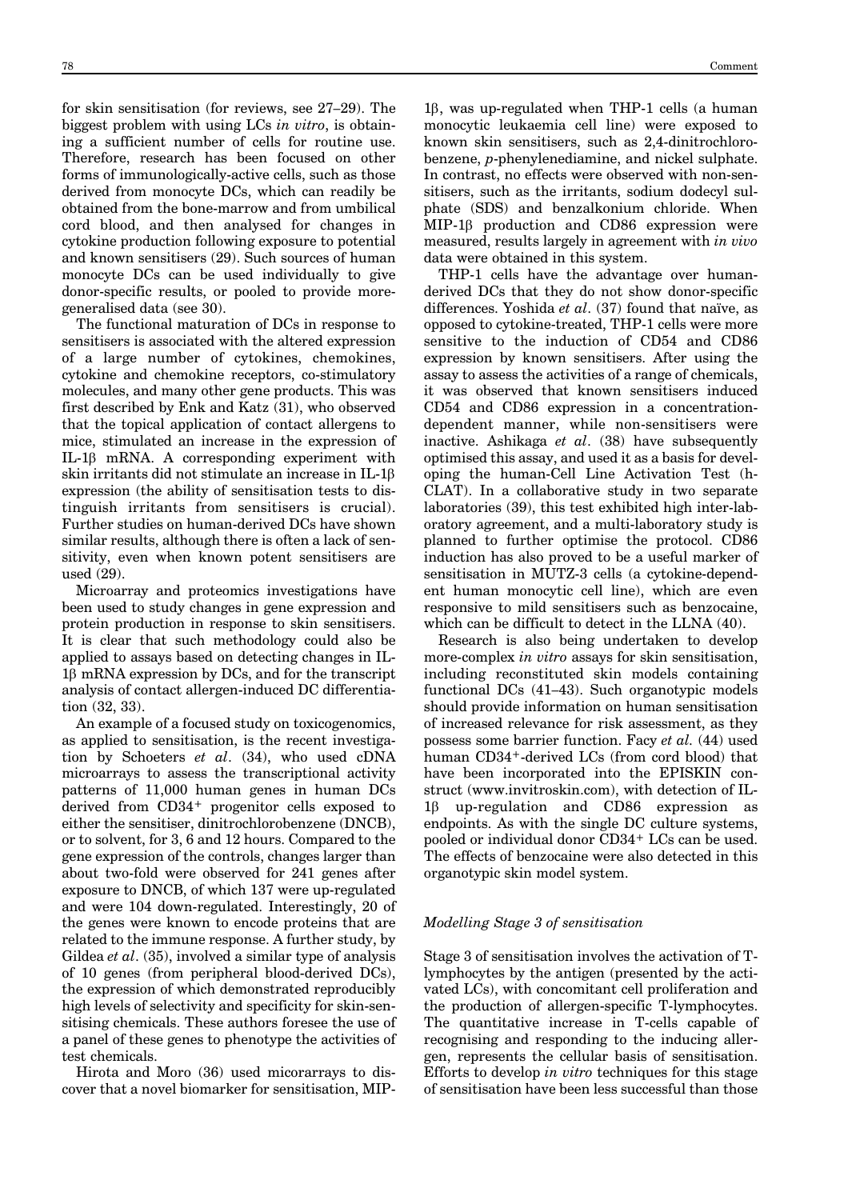for skin sensitisation (for reviews, see 27–29). The biggest problem with using LCs *in vitro*, is obtaining a sufficient number of cells for routine use. Therefore, research has been focused on other forms of immunologically-active cells, such as those derived from monocyte DCs, which can readily be obtained from the bone-marrow and from umbilical cord blood, and then analysed for changes in cytokine production following exposure to potential and known sensitisers (29). Such sources of human monocyte DCs can be used individually to give donor-specific results, or pooled to provide more-generalised data (see 30).

The functional maturation of DCs in response to sensitisers is associated with the altered expression of a large number of cytokines, chemokines, cytokine and chemokine receptors, co-stimulatory molecules, and many other gene products. This was first described by Enk and Katz (31), who observed that the topical application of contact allergens to mice, stimulated an increase in the expression of IL-1β mRNA. A corresponding experiment with skin irritants did not stimulate an increase in IL-1β expression (the ability of sensitisation tests to distinguish irritants from sensitisers is crucial). Further studies on human-derived DCs have shown similar results, although there is often a lack of sensitivity, even when known potent sensitisers are used (29).

Microarray and proteomics investigations have been used to study changes in gene expression and protein production in response to skin sensitisers. It is clear that such methodology could also be applied to assays based on detecting changes in IL-1β mRNA expression by DCs, and for the transcript analysis of contact allergen-induced DC differentiation (32, 33).

An example of a focused study on toxicogenomics, as applied to sensitisation, is the recent investigation by Schoeters *et al*. (34), who used cDNA microarrays to assess the transcriptional activity patterns of 11,000 human genes in human DCs derived from CD34+ progenitor cells exposed to either the sensitiser, dinitrochlorobenzene (DNCB), or to solvent, for 3, 6 and 12 hours. Compared to the gene expression of the controls, changes larger than about two-fold were observed for 241 genes after exposure to DNCB, of which 137 were up-regulated and were 104 down-regulated. Interestingly, 20 of the genes were known to encode proteins that are related to the immune response. A further study, by Gildea *et al*. (35), involved a similar type of analysis of 10 genes (from peripheral blood-derived DCs), the expression of which demonstrated reproducibly high levels of selectivity and specificity for skin-sensitising chemicals. These authors foresee the use of a panel of these genes to phenotype the activities of test chemicals.

Hirota and Moro (36) used micorarrays to discover that a novel biomarker for sensitisation, MIP-1β, was up-regulated when THP-1 cells (a human monocytic leukaemia cell line) were exposed to known skin sensitisers, such as 2,4-dinitrochlorobenzene, *p*-phenylenediamine, and nickel sulphate. In contrast, no effects were observed with non-sensitisers, such as the irritants, sodium dodecyl sulphate (SDS) and benzalkonium chloride. When MIP-1β production and CD86 expression were measured, results largely in agreement with *in vivo* data were obtained in this system.

THP-1 cells have the advantage over human-derived DCs that they do not show donor-specific differences. Yoshida *et al*. (37) found that naïve, as opposed to cytokine-treated, THP-1 cells were more sensitive to the induction of CD54 and CD86 expression by known sensitisers. After using the assay to assess the activities of a range of chemicals, it was observed that known sensitisers induced CD54 and CD86 expression in a concentration-dependent manner, while non-sensitisers were inactive. Ashikaga *et al*. (38) have subsequently optimised this assay, and used it as a basis for developing the human-Cell Line Activation Test (h-CLAT). In a collaborative study in two separate laboratories (39), this test exhibited high inter-laboratory agreement, and a multi-laboratory study is planned to further optimise the protocol. CD86 induction has also proved to be a useful marker of sensitisation in MUTZ-3 cells (a cytokine-dependent human monocytic cell line), which are even responsive to mild sensitisers such as benzocaine, which can be difficult to detect in the LLNA (40).

Research is also being undertaken to develop more-complex *in vitro* assays for skin sensitisation, including reconstituted skin models containing functional DCs (41–43). Such organotypic models should provide information on human sensitisation of increased relevance for risk assessment, as they possess some barrier function. Facy *et al*. (44) used human CD34+-derived LCs (from cord blood) that have been incorporated into the EPISKIN construct (www.invitroskin.com), with detection of IL-1β up-regulation and CD86 expression as endpoints. As with the single DC culture systems, pooled or individual donor CD34+ LCs can be used. The effects of benzocaine were also detected in this organotypic skin model system.

### *Modelling Stage 3 of sensitisation*

Stage 3 of sensitisation involves the activation of T-lymphocytes by the antigen (presented by the activated LCs), with concomitant cell proliferation and the production of allergen-specific T-lymphocytes. The quantitative increase in T-cells capable of recognising and responding to the inducing allergen, represents the cellular basis of sensitisation. Efforts to develop *in vitro* techniques for this stage of sensitisation have been less successful than those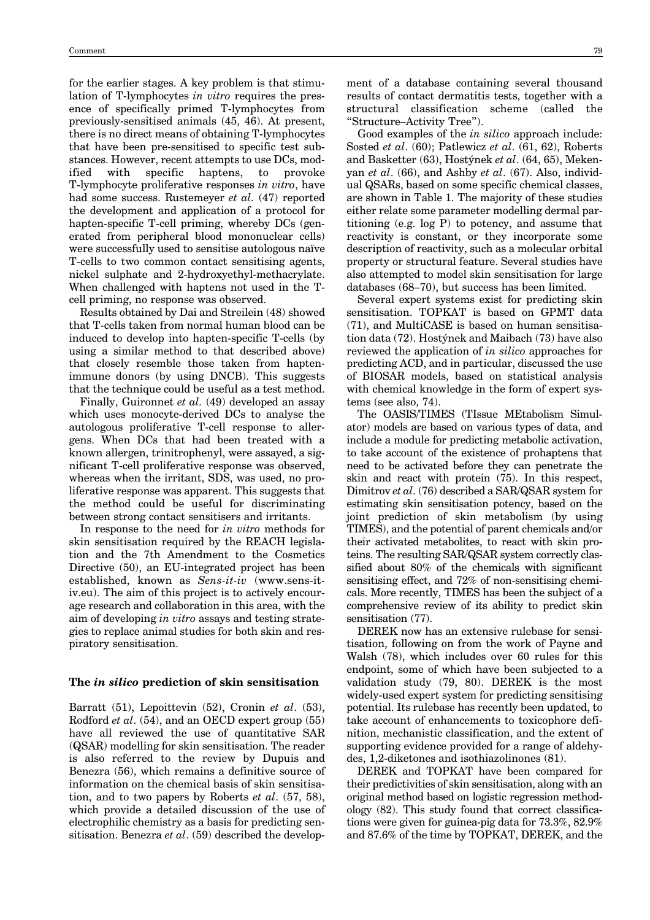for the earlier stages. A key problem is that stimulation of T-lymphocytes *in vitro* requires the presence of specifically primed T-lymphocytes from previously-sensitised animals (45, 46). At present, there is no direct means of obtaining T-lymphocytes that have been pre-sensitised to specific test substances. However, recent attempts to use DCs, modified with specific haptens, to provoke T-lymphocyte proliferative responses *in vitro*, have had some success. Rustemeyer *et al*. (47) reported the development and application of a protocol for hapten-specific T-cell priming, whereby DCs (generated from peripheral blood mononuclear cells) were successfully used to sensitise autologous naïve T-cells to two common contact sensitising agents, nickel sulphate and 2-hydroxyethyl-methacrylate. When challenged with haptens not used in the T-cell priming, no response was observed.

Results obtained by Dai and Streilein (48) showed that T-cells taken from normal human blood can be induced to develop into hapten-specific T-cells (by using a similar method to that described above) that closely resemble those taken from hapten-immune donors (by using DNCB). This suggests that the technique could be useful as a test method.

Finally, Guironnet *et al*. (49) developed an assay which uses monocyte-derived DCs to analyse the autologous proliferative T-cell response to allergens. When DCs that had been treated with a known allergen, trinitrophenyl, were assayed, a significant T-cell proliferative response was observed, whereas when the irritant, SDS, was used, no proliferative response was apparent. This suggests that the method could be useful for discriminating between strong contact sensitisers and irritants.

In response to the need for *in vitro* methods for skin sensitisation required by the REACH legislation and the 7th Amendment to the Cosmetics Directive (50), an EU-integrated project has been established, known as *Sens-it-iv* (www.sens-it-iv.eu). The aim of this project is to actively encourage research and collaboration in this area, with the aim of developing *in vitro* assays and testing strategies to replace animal studies for both skin and respiratory sensitisation.

## The *in silico* prediction of skin sensitisation

Barratt (51), Lepoittevin (52), Cronin *et al*. (53), Rodford *et al*. (54), and an OECD expert group (55) have all reviewed the use of quantitative SAR (QSAR) modelling for skin sensitisation. The reader is also referred to the review by Dupuis and Benezra (56), which remains a definitive source of information on the chemical basis of skin sensitisation, and to two papers by Roberts *et al*. (57, 58), which provide a detailed discussion of the use of electrophilic chemistry as a basis for predicting sensitisation. Benezra *et al*. (59) described the development of a database containing several thousand results of contact dermatitis tests, together with a structural classification scheme (called the "Structure–Activity Tree").

Good examples of the *in silico* approach include: Sosted *et al*. (60); Patlewicz *et al*. (61, 62), Roberts and Basketter (63), Hostýnek *et al*. (64, 65), Mekenyan *et al*. (66), and Ashby *et al*. (67). Also, individual QSARs, based on some specific chemical classes, are shown in Table 1. The majority of these studies either relate some parameter modelling dermal partitioning (e.g. log P) to potency, and assume that reactivity is constant, or they incorporate some description of reactivity, such as a molecular orbital property or structural feature. Several studies have also attempted to model skin sensitisation for large databases (68–70), but success has been limited.

Several expert systems exist for predicting skin sensitisation. TOPKAT is based on GPMT data (71), and MultiCASE is based on human sensitisation data (72). Hostýnek and Maibach (73) have also reviewed the application of *in silico* approaches for predicting ACD, and in particular, discussed the use of BIOSAR models, based on statistical analysis with chemical knowledge in the form of expert systems (see also, 74).

The OASIS/TIMES (TIssue MEtabolism Simulator) models are based on various types of data, and include a module for predicting metabolic activation, to take account of the existence of prohaptens that need to be activated before they can penetrate the skin and react with protein (75). In this respect, Dimitrov *et al*. (76) described a SAR/QSAR system for estimating skin sensitisation potency, based on the joint prediction of skin metabolism (by using TIMES), and the potential of parent chemicals and/or their activated metabolites, to react with skin proteins. The resulting SAR/QSAR system correctly classified about 80% of the chemicals with significant sensitising effect, and 72% of non-sensitising chemicals. More recently, TIMES has been the subject of a comprehensive review of its ability to predict skin sensitisation (77).

DEREK now has an extensive rulebase for sensitisation, following on from the work of Payne and Walsh (78), which includes over 60 rules for this endpoint, some of which have been subjected to a validation study (79, 80). DEREK is the most widely-used expert system for predicting sensitising potential. Its rulebase has recently been updated, to take account of enhancements to toxicophore definition, mechanistic classification, and the extent of supporting evidence provided for a range of aldehydes, 1,2-diketones and isothiazolinones (81).

DEREK and TOPKAT have been compared for their predictivities of skin sensitisation, along with an original method based on logistic regression methodology (82). This study found that correct classifications were given for guinea-pig data for 73.3%, 82.9% and 87.6% of the time by TOPKAT, DEREK, and the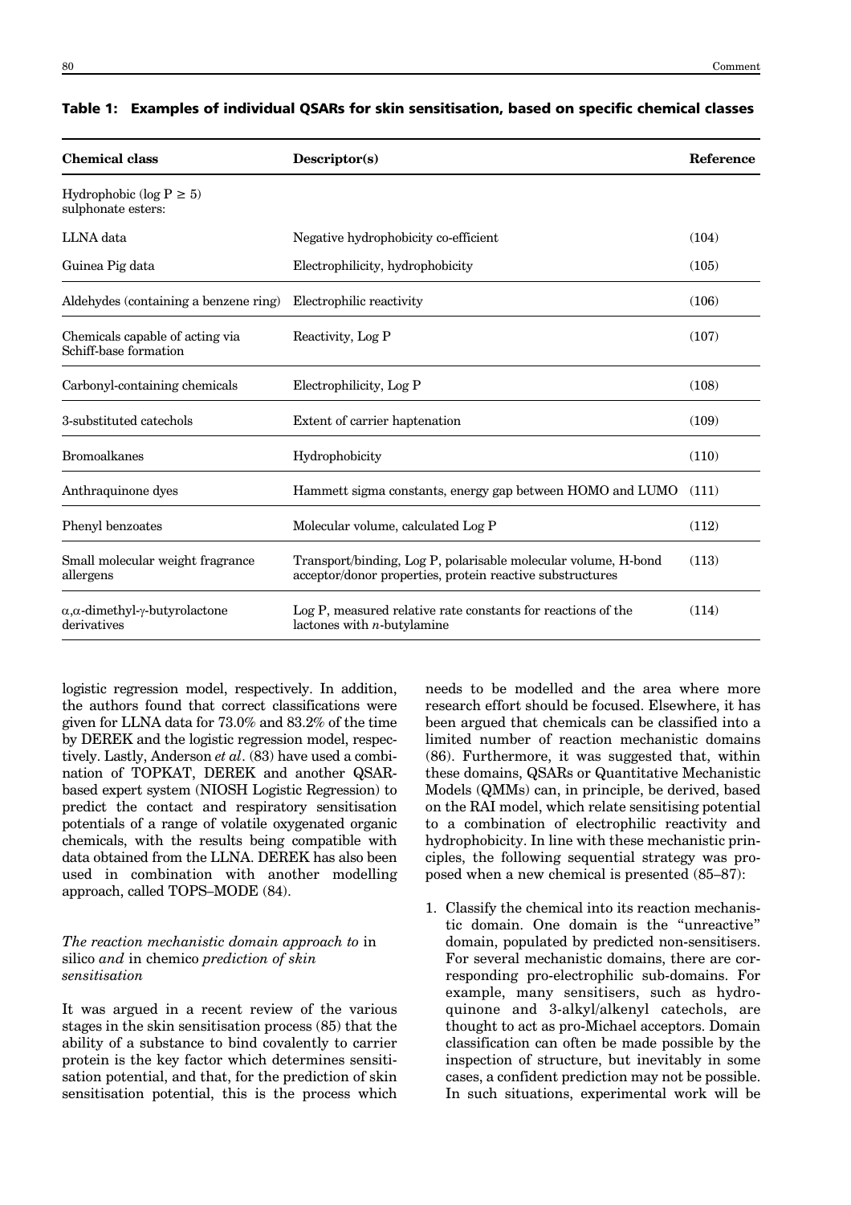**Table 1: Examples of individual QSARs for skin sensitisation, based on specific chemical classes**

| Chemical class | Descriptor(s) | Reference |
|---|---|---|
| Hydrophobic (log P ≥ 5) sulphonate esters: | | |
| LLNA data | Negative hydrophobicity co-efficient | (104) |
| Guinea Pig data | Electrophilicity, hydrophobicity | (105) |
| Aldehydes (containing a benzene ring) | Electrophilic reactivity | (106) |
| Chemicals capable of acting via Schiff-base formation | Reactivity, Log P | (107) |
| Carbonyl-containing chemicals | Electrophilicity, Log P | (108) |
| 3-substituted catechols | Extent of carrier haptenation | (109) |
| Bromoalkanes | Hydrophobicity | (110) |
| Anthraquinone dyes | Hammett sigma constants, energy gap between HOMO and LUMO | (111) |
| Phenyl benzoates | Molecular volume, calculated Log P | (112) |
| Small molecular weight fragrance allergens | Transport/binding, Log P, polarisable molecular volume, H-bond acceptor/donor properties, protein reactive substructures | (113) |
| $\alpha,\alpha$-dimethyl-$\gamma$-butyrolactone derivatives | Log P, measured relative rate constants for reactions of the lactones with *n*-butylamine | (114) |

logistic regression model, respectively. In addition, the authors found that correct classifications were given for LLNA data for 73.0% and 83.2% of the time by DEREK and the logistic regression model, respectively. Lastly, Anderson *et al*. (83) have used a combination of TOPKAT, DEREK and another QSAR-based expert system (NIOSH Logistic Regression) to predict the contact and respiratory sensitisation potentials of a range of volatile oxygenated organic chemicals, with the results being compatible with data obtained from the LLNA. DEREK has also been used in combination with another modelling approach, called TOPS–MODE (84).

### *The reaction mechanistic domain approach to* in silico *and* in chemico *prediction of skin sensitisation*

It was argued in a recent review of the various stages in the skin sensitisation process (85) that the ability of a substance to bind covalently to carrier protein is the key factor which determines sensitisation potential, and that, for the prediction of skin sensitisation potential, this is the process which needs to be modelled and the area where more research effort should be focused. Elsewhere, it has been argued that chemicals can be classified into a limited number of reaction mechanistic domains (86). Furthermore, it was suggested that, within these domains, QSARs or Quantitative Mechanistic Models (QMMs) can, in principle, be derived, based on the RAI model, which relate sensitising potential to a combination of electrophilic reactivity and hydrophobicity. In line with these mechanistic principles, the following sequential strategy was proposed when a new chemical is presented (85–87):

1. Classify the chemical into its reaction mechanistic domain. One domain is the "unreactive" domain, populated by predicted non-sensitisers. For several mechanistic domains, there are corresponding pro-electrophilic sub-domains. For example, many sensitisers, such as hydroquinone and 3-alkyl/alkenyl catechols, are thought to act as pro-Michael acceptors. Domain classification can often be made possible by the inspection of structure, but inevitably in some cases, a confident prediction may not be possible. In such situations, experimental work will be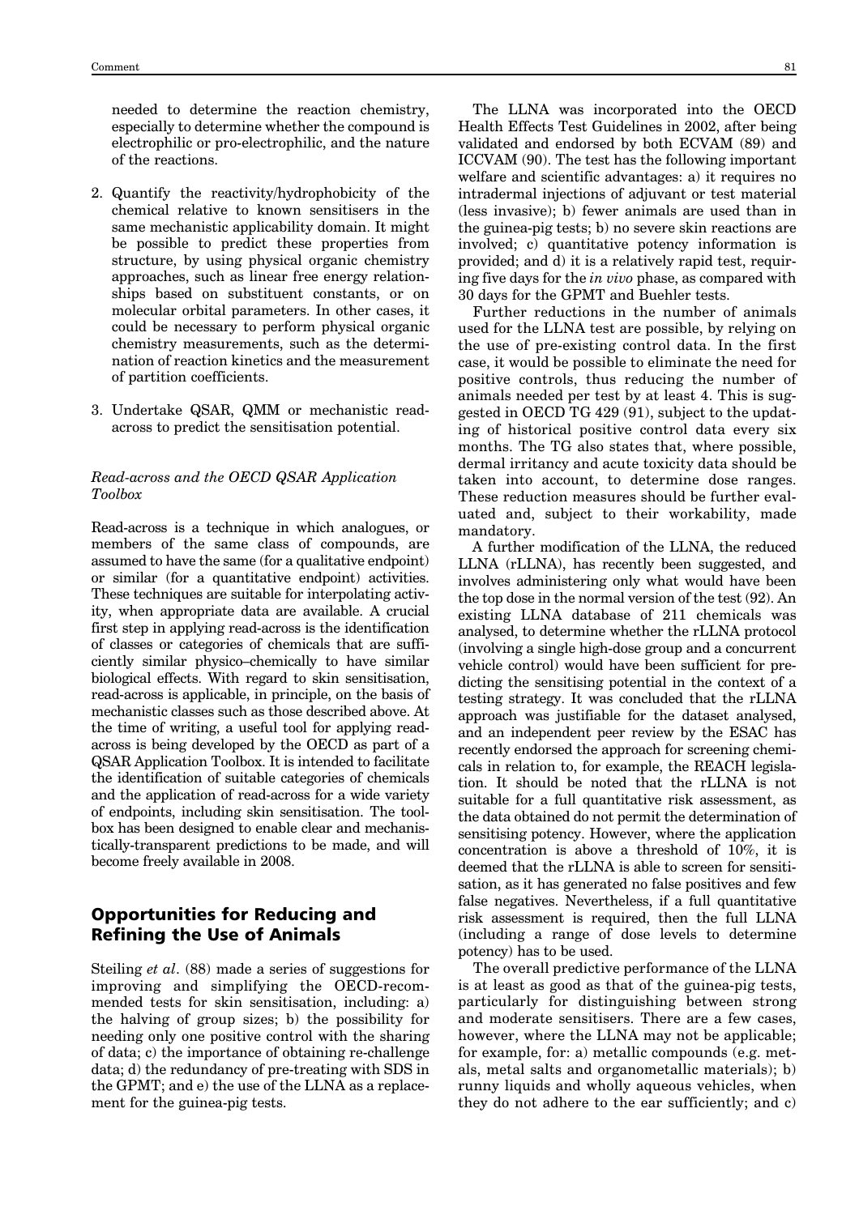needed to determine the reaction chemistry, especially to determine whether the compound is electrophilic or pro-electrophilic, and the nature of the reactions.

2. Quantify the reactivity/hydrophobicity of the chemical relative to known sensitisers in the same mechanistic applicability domain. It might be possible to predict these properties from structure, by using physical organic chemistry approaches, such as linear free energy relationships based on substituent constants, or on molecular orbital parameters. In other cases, it could be necessary to perform physical organic chemistry measurements, such as the determination of reaction kinetics and the measurement of partition coefficients.

3. Undertake QSAR, QMM or mechanistic read-across to predict the sensitisation potential.

### *Read-across and the OECD QSAR Application Toolbox*

Read-across is a technique in which analogues, or members of the same class of compounds, are assumed to have the same (for a qualitative endpoint) or similar (for a quantitative endpoint) activities. These techniques are suitable for interpolating activity, when appropriate data are available. A crucial first step in applying read-across is the identification of classes or categories of chemicals that are sufficiently similar physico–chemically to have similar biological effects. With regard to skin sensitisation, read-across is applicable, in principle, on the basis of mechanistic classes such as those described above. At the time of writing, a useful tool for applying read-across is being developed by the OECD as part of a QSAR Application Toolbox. It is intended to facilitate the identification of suitable categories of chemicals and the application of read-across for a wide variety of endpoints, including skin sensitisation. The toolbox has been designed to enable clear and mechanistically-transparent predictions to be made, and will become freely available in 2008.

## Opportunities for Reducing and Refining the Use of Animals

Steiling *et al*. (88) made a series of suggestions for improving and simplifying the OECD-recommended tests for skin sensitisation, including: a) the halving of group sizes; b) the possibility for needing only one positive control with the sharing of data; c) the importance of obtaining re-challenge data; d) the redundancy of pre-treating with SDS in the GPMT; and e) the use of the LLNA as a replacement for the guinea-pig tests.

The LLNA was incorporated into the OECD Health Effects Test Guidelines in 2002, after being validated and endorsed by both ECVAM (89) and ICCVAM (90). The test has the following important welfare and scientific advantages: a) it requires no intradermal injections of adjuvant or test material (less invasive); b) fewer animals are used than in the guinea-pig tests; b) no severe skin reactions are involved; c) quantitative potency information is provided; and d) it is a relatively rapid test, requiring five days for the *in vivo* phase, as compared with 30 days for the GPMT and Buehler tests.

Further reductions in the number of animals used for the LLNA test are possible, by relying on the use of pre-existing control data. In the first case, it would be possible to eliminate the need for positive controls, thus reducing the number of animals needed per test by at least 4. This is suggested in OECD TG 429 (91), subject to the updating of historical positive control data every six months. The TG also states that, where possible, dermal irritancy and acute toxicity data should be taken into account, to determine dose ranges. These reduction measures should be further evaluated and, subject to their workability, made mandatory.

A further modification of the LLNA, the reduced LLNA (rLLNA), has recently been suggested, and involves administering only what would have been the top dose in the normal version of the test (92). An existing LLNA database of 211 chemicals was analysed, to determine whether the rLLNA protocol (involving a single high-dose group and a concurrent vehicle control) would have been sufficient for predicting the sensitising potential in the context of a testing strategy. It was concluded that the rLLNA approach was justifiable for the dataset analysed, and an independent peer review by the ESAC has recently endorsed the approach for screening chemicals in relation to, for example, the REACH legislation. It should be noted that the rLLNA is not suitable for a full quantitative risk assessment, as the data obtained do not permit the determination of sensitising potency. However, where the application concentration is above a threshold of 10%, it is deemed that the rLLNA is able to screen for sensitisation, as it has generated no false positives and few false negatives. Nevertheless, if a full quantitative risk assessment is required, then the full LLNA (including a range of dose levels to determine potency) has to be used.

The overall predictive performance of the LLNA is at least as good as that of the guinea-pig tests, particularly for distinguishing between strong and moderate sensitisers. There are a few cases, however, where the LLNA may not be applicable; for example, for: a) metallic compounds (e.g. metals, metal salts and organometallic materials); b) runny liquids and wholly aqueous vehicles, when they do not adhere to the ear sufficiently; and c)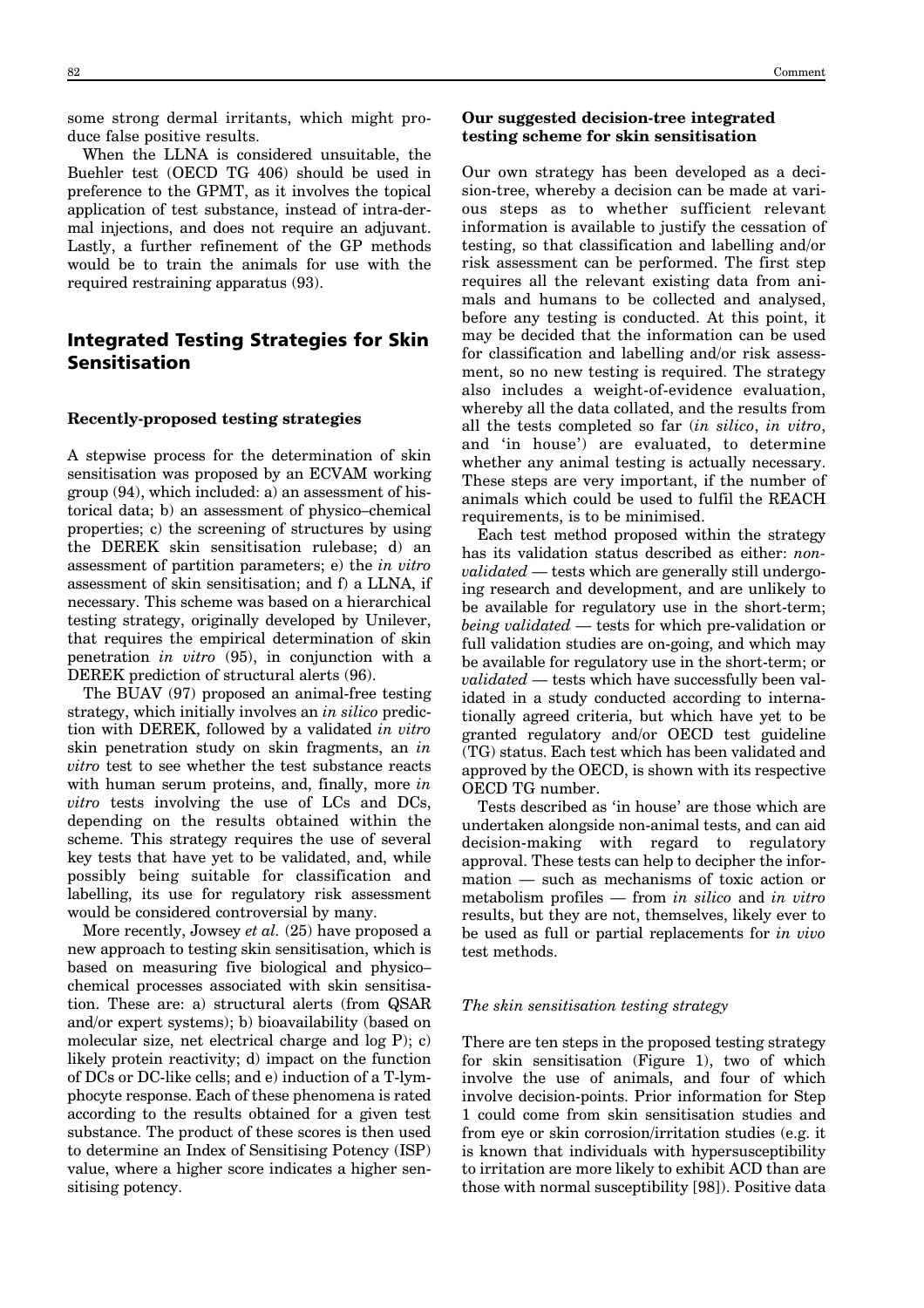some strong dermal irritants, which might produce false positive results.

When the LLNA is considered unsuitable, the Buehler test (OECD TG 406) should be used in preference to the GPMT, as it involves the topical application of test substance, instead of intra-dermal injections, and does not require an adjuvant. Lastly, a further refinement of the GP methods would be to train the animals for use with the required restraining apparatus (93).

## Integrated Testing Strategies for Skin Sensitisation

### Recently-proposed testing strategies

A stepwise process for the determination of skin sensitisation was proposed by an ECVAM working group (94), which included: a) an assessment of historical data; b) an assessment of physico–chemical properties; c) the screening of structures by using the DEREK skin sensitisation rulebase; d) an assessment of partition parameters; e) the *in vitro* assessment of skin sensitisation; and f) a LLNA, if necessary. This scheme was based on a hierarchical testing strategy, originally developed by Unilever, that requires the empirical determination of skin penetration *in vitro* (95), in conjunction with a DEREK prediction of structural alerts (96).

The BUAV (97) proposed an animal-free testing strategy, which initially involves an *in silico* prediction with DEREK, followed by a validated *in vitro* skin penetration study on skin fragments, an *in vitro* test to see whether the test substance reacts with human serum proteins, and, finally, more *in vitro* tests involving the use of LCs and DCs, depending on the results obtained within the scheme. This strategy requires the use of several key tests that have yet to be validated, and, while possibly being suitable for classification and labelling, its use for regulatory risk assessment would be considered controversial by many.

More recently, Jowsey *et al.* (25) have proposed a new approach to testing skin sensitisation, which is based on measuring five biological and physico–chemical processes associated with skin sensitisation. These are: a) structural alerts (from QSAR and/or expert systems); b) bioavailability (based on molecular size, net electrical charge and log P); c) likely protein reactivity; d) impact on the function of DCs or DC-like cells; and e) induction of a T-lymphocyte response. Each of these phenomena is rated according to the results obtained for a given test substance. The product of these scores is then used to determine an Index of Sensitising Potency (ISP) value, where a higher score indicates a higher sensitising potency.

### Our suggested decision-tree integrated testing scheme for skin sensitisation

Our own strategy has been developed as a decision-tree, whereby a decision can be made at various steps as to whether sufficient relevant information is available to justify the cessation of testing, so that classification and labelling and/or risk assessment can be performed. The first step requires all the relevant existing data from animals and humans to be collected and analysed, before any testing is conducted. At this point, it may be decided that the information can be used for classification and labelling and/or risk assessment, so no new testing is required. The strategy also includes a weight-of-evidence evaluation, whereby all the data collated, and the results from all the tests completed so far (*in silico*, *in vitro*, and 'in house') are evaluated, to determine whether any animal testing is actually necessary. These steps are very important, if the number of animals which could be used to fulfil the REACH requirements, is to be minimised.

Each test method proposed within the strategy has its validation status described as either: *non-validated* — tests which are generally still undergoing research and development, and are unlikely to be available for regulatory use in the short-term; *being validated* — tests for which pre-validation or full validation studies are on-going, and which may be available for regulatory use in the short-term; or *validated* — tests which have successfully been validated in a study conducted according to internationally agreed criteria, but which have yet to be granted regulatory and/or OECD test guideline (TG) status. Each test which has been validated and approved by the OECD, is shown with its respective OECD TG number.

Tests described as 'in house' are those which are undertaken alongside non-animal tests, and can aid decision-making with regard to regulatory approval. These tests can help to decipher the information — such as mechanisms of toxic action or metabolism profiles — from *in silico* and *in vitro* results, but they are not, themselves, likely ever to be used as full or partial replacements for *in vivo* test methods.

#### *The skin sensitisation testing strategy*

There are ten steps in the proposed testing strategy for skin sensitisation (Figure 1), two of which involve the use of animals, and four of which involve decision-points. Prior information for Step 1 could come from skin sensitisation studies and from eye or skin corrosion/irritation studies (e.g. it is known that individuals with hypersusceptibility to irritation are more likely to exhibit ACD than are those with normal susceptibility [98]). Positive data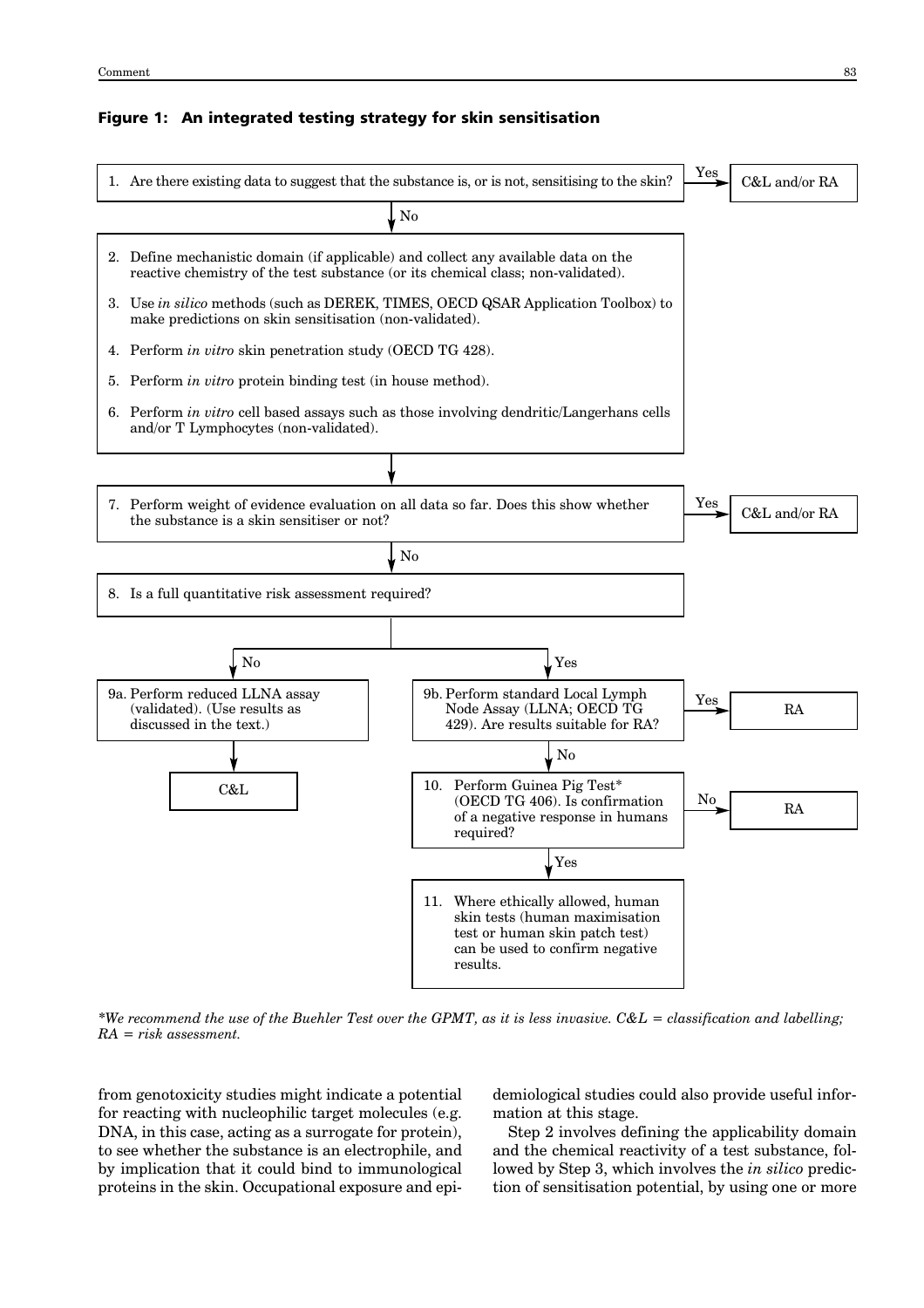**Figure 1: An integrated testing strategy for skin sensitisation**

1. Are there existing data to suggest that the substance is, or is not, sensitising to the skin? — Yes → C&L and/or RA; No ↓

2. Define mechanistic domain (if applicable) and collect any available data on the reactive chemistry of the test substance (or its chemical class; non-validated).
3. Use *in silico* methods (such as DEREK, TIMES, OECD QSAR Application Toolbox) to make predictions on skin sensitisation (non-validated).
4. Perform *in vitro* skin penetration study (OECD TG 428).
5. Perform *in vitro* protein binding test (in house method).
6. Perform *in vitro* cell based assays such as those involving dendritic/Langerhans cells and/or T Lymphocytes (non-validated).

↓

7. Perform weight of evidence evaluation on all data so far. Does this show whether the substance is a skin sensitiser or not? — Yes → C&L and/or RA; No ↓

8. Is a full quantitative risk assessment required?

- No → 9a. Perform reduced LLNA assay (validated). (Use results as discussed in the text.) → C&L
- Yes → 9b. Perform standard Local Lymph Node Assay (LLNA; OECD TG 429). Are results suitable for RA? — Yes → RA; No ↓
  - 10. Perform Guinea Pig Test* (OECD TG 406). Is confirmation of a negative response in humans required? — No → RA; Yes ↓
  - 11. Where ethically allowed, human skin tests (human maximisation test or human skin patch test) can be used to confirm negative results.

**We recommend the use of the Buehler Test over the GPMT, as it is less invasive. C&L = classification and labelling; RA = risk assessment.*

from genotoxicity studies might indicate a potential for reacting with nucleophilic target molecules (e.g. DNA, in this case, acting as a surrogate for protein), to see whether the substance is an electrophile, and by implication that it could bind to immunological proteins in the skin. Occupational exposure and epidemiological studies could also provide useful information at this stage.

Step 2 involves defining the applicability domain and the chemical reactivity of a test substance, followed by Step 3, which involves the *in silico* prediction of sensitisation potential, by using one or more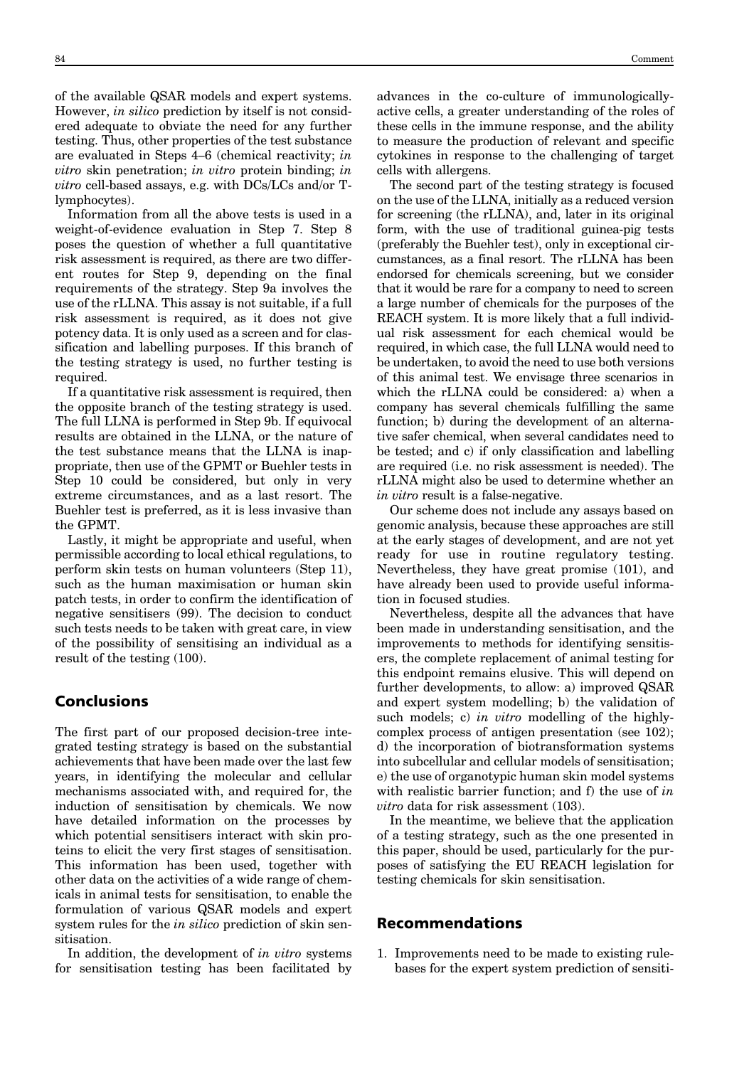of the available QSAR models and expert systems. However, *in silico* prediction by itself is not considered adequate to obviate the need for any further testing. Thus, other properties of the test substance are evaluated in Steps 4–6 (chemical reactivity; *in vitro* skin penetration; *in vitro* protein binding; *in vitro* cell-based assays, e.g. with DCs/LCs and/or T-lymphocytes).

Information from all the above tests is used in a weight-of-evidence evaluation in Step 7. Step 8 poses the question of whether a full quantitative risk assessment is required, as there are two different routes for Step 9, depending on the final requirements of the strategy. Step 9a involves the use of the rLLNA. This assay is not suitable, if a full risk assessment is required, as it does not give potency data. It is only used as a screen and for classification and labelling purposes. If this branch of the testing strategy is used, no further testing is required.

If a quantitative risk assessment is required, then the opposite branch of the testing strategy is used. The full LLNA is performed in Step 9b. If equivocal results are obtained in the LLNA, or the nature of the test substance means that the LLNA is inappropriate, then use of the GPMT or Buehler tests in Step 10 could be considered, but only in very extreme circumstances, and as a last resort. The Buehler test is preferred, as it is less invasive than the GPMT.

Lastly, it might be appropriate and useful, when permissible according to local ethical regulations, to perform skin tests on human volunteers (Step 11), such as the human maximisation or human skin patch tests, in order to confirm the identification of negative sensitisers (99). The decision to conduct such tests needs to be taken with great care, in view of the possibility of sensitising an individual as a result of the testing (100).

## Conclusions

The first part of our proposed decision-tree integrated testing strategy is based on the substantial achievements that have been made over the last few years, in identifying the molecular and cellular mechanisms associated with, and required for, the induction of sensitisation by chemicals. We now have detailed information on the processes by which potential sensitisers interact with skin proteins to elicit the very first stages of sensitisation. This information has been used, together with other data on the activities of a wide range of chemicals in animal tests for sensitisation, to enable the formulation of various QSAR models and expert system rules for the *in silico* prediction of skin sensitisation.

In addition, the development of *in vitro* systems for sensitisation testing has been facilitated by advances in the co-culture of immunologically-active cells, a greater understanding of the roles of these cells in the immune response, and the ability to measure the production of relevant and specific cytokines in response to the challenging of target cells with allergens.

The second part of the testing strategy is focused on the use of the LLNA, initially as a reduced version for screening (the rLLNA), and, later in its original form, with the use of traditional guinea-pig tests (preferably the Buehler test), only in exceptional circumstances, as a final resort. The rLLNA has been endorsed for chemicals screening, but we consider that it would be rare for a company to need to screen a large number of chemicals for the purposes of the REACH system. It is more likely that a full individual risk assessment for each chemical would be required, in which case, the full LLNA would need to be undertaken, to avoid the need to use both versions of this animal test. We envisage three scenarios in which the rLLNA could be considered: a) when a company has several chemicals fulfilling the same function; b) during the development of an alternative safer chemical, when several candidates need to be tested; and c) if only classification and labelling are required (i.e. no risk assessment is needed). The rLLNA might also be used to determine whether an *in vitro* result is a false-negative.

Our scheme does not include any assays based on genomic analysis, because these approaches are still at the early stages of development, and are not yet ready for use in routine regulatory testing. Nevertheless, they have great promise (101), and have already been used to provide useful information in focused studies.

Nevertheless, despite all the advances that have been made in understanding sensitisation, and the improvements to methods for identifying sensitisers, the complete replacement of animal testing for this endpoint remains elusive. This will depend on further developments, to allow: a) improved QSAR and expert system modelling; b) the validation of such models; c) *in vitro* modelling of the highly-complex process of antigen presentation (see 102); d) the incorporation of biotransformation systems into subcellular and cellular models of sensitisation; e) the use of organotypic human skin model systems with realistic barrier function; and f) the use of *in vitro* data for risk assessment (103).

In the meantime, we believe that the application of a testing strategy, such as the one presented in this paper, should be used, particularly for the purposes of satisfying the EU REACH legislation for testing chemicals for skin sensitisation.

## Recommendations

1. Improvements need to be made to existing rule-bases for the expert system prediction of sensiti-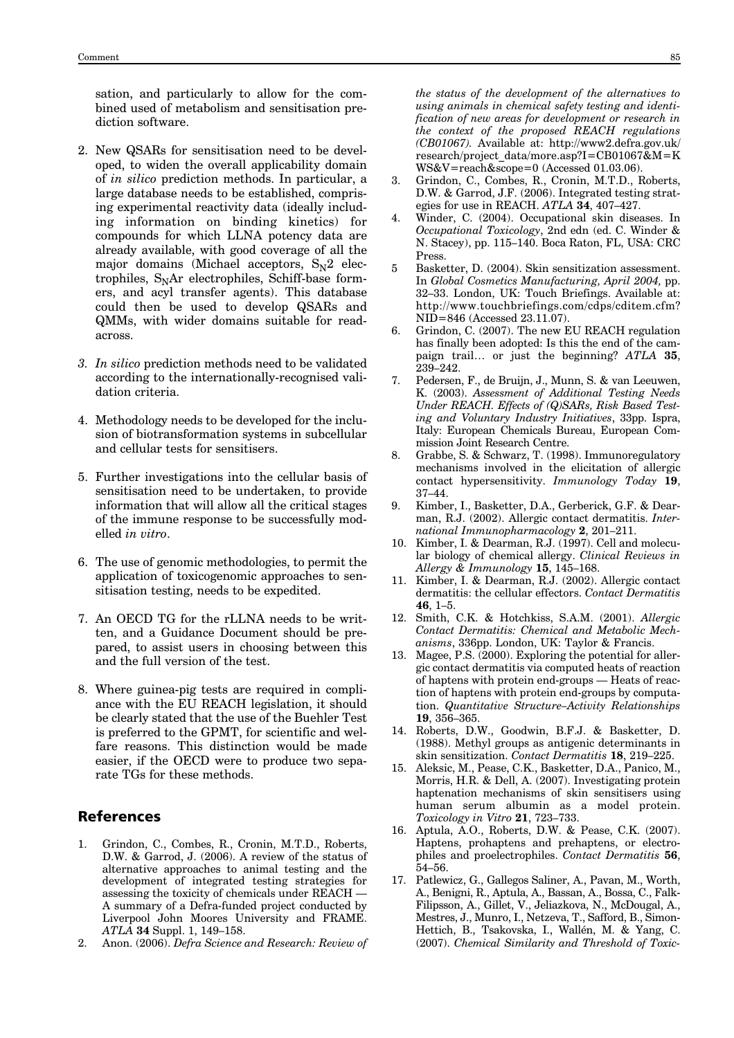sation, and particularly to allow for the combined used of metabolism and sensitisation prediction software.

2. New QSARs for sensitisation need to be developed, to widen the overall applicability domain of *in silico* prediction methods. In particular, a large database needs to be established, comprising experimental reactivity data (ideally including information on binding kinetics) for compounds for which LLNA potency data are already available, with good coverage of all the major domains (Michael acceptors, $S_N2$ electrophiles, $S_NAr$ electrophiles, Schiff-base formers, and acyl transfer agents). This database could then be used to develop QSARs and QMMs, with wider domains suitable for read-across.

3. *In silico* prediction methods need to be validated according to the internationally-recognised validation criteria.

4. Methodology needs to be developed for the inclusion of biotransformation systems in subcellular and cellular tests for sensitisers.

5. Further investigations into the cellular basis of sensitisation need to be undertaken, to provide information that will allow all the critical stages of the immune response to be successfully modelled *in vitro*.

6. The use of genomic methodologies, to permit the application of toxicogenomic approaches to sensitisation testing, needs to be expedited.

7. An OECD TG for the rLLNA needs to be written, and a Guidance Document should be prepared, to assist users in choosing between this and the full version of the test.

8. Where guinea-pig tests are required in compliance with the EU REACH legislation, it should be clearly stated that the use of the Buehler Test is preferred to the GPMT, for scientific and welfare reasons. This distinction would be made easier, if the OECD were to produce two separate TGs for these methods.

## References

1. Grindon, C., Combes, R., Cronin, M.T.D., Roberts, D.W. & Garrod, J. (2006). A review of the status of alternative approaches to animal testing and the development of integrated testing strategies for assessing the toxicity of chemicals under REACH — A summary of a Defra-funded project conducted by Liverpool John Moores University and FRAME. *ATLA* **34** Suppl. 1, 149–158.
2. Anon. (2006). *Defra Science and Research: Review of the status of the development of the alternatives to using animals in chemical safety testing and identification of new areas for development or research in the context of the proposed REACH regulations (CB01067).* Available at: http://www2.defra.gov.uk/research/project_data/more.asp?I=CB01067&M=KWS&V=reach&scope=0 (Accessed 01.03.06).
3. Grindon, C., Combes, R., Cronin, M.T.D., Roberts, D.W. & Garrod, J.F. (2006). Integrated testing strategies for use in REACH. *ATLA* **34**, 407–427.
4. Winder, C. (2004). Occupational skin diseases. In *Occupational Toxicology*, 2nd edn (ed. C. Winder & N. Stacey), pp. 115–140. Boca Raton, FL, USA: CRC Press.
5. Basketter, D. (2004). Skin sensitization assessment. In *Global Cosmetics Manufacturing, April 2004,* pp. 32–33. London, UK: Touch Briefings. Available at: http://www.touchbriefings.com/cdps/cditem.cfm?NID=846 (Accessed 23.11.07).
6. Grindon, C. (2007). The new EU REACH regulation has finally been adopted: Is this the end of the campaign trail… or just the beginning? *ATLA* **35**, 239–242.
7. Pedersen, F., de Bruijn, J., Munn, S. & van Leeuwen, K. (2003). *Assessment of Additional Testing Needs Under REACH. Effects of (Q)SARs, Risk Based Testing and Voluntary Industry Initiatives*, 33pp. Ispra, Italy: European Chemicals Bureau, European Commission Joint Research Centre.
8. Grabbe, S. & Schwarz, T. (1998). Immunoregulatory mechanisms involved in the elicitation of allergic contact hypersensitivity. *Immunology Today* **19**, 37–44.
9. Kimber, I., Basketter, D.A., Gerberick, G.F. & Dearman, R.J. (2002). Allergic contact dermatitis. *International Immunopharmacology* **2**, 201–211.
10. Kimber, I. & Dearman, R.J. (1997). Cell and molecular biology of chemical allergy. *Clinical Reviews in Allergy & Immunology* **15**, 145–168.
11. Kimber, I. & Dearman, R.J. (2002). Allergic contact dermatitis: the cellular effectors. *Contact Dermatitis* **46**, 1–5.
12. Smith, C.K. & Hotchkiss, S.A.M. (2001). *Allergic Contact Dermatitis: Chemical and Metabolic Mechanisms*, 336pp. London, UK: Taylor & Francis.
13. Magee, P.S. (2000). Exploring the potential for allergic contact dermatitis via computed heats of reaction of haptens with protein end-groups — Heats of reaction of haptens with protein end-groups by computation. *Quantitative Structure–Activity Relationships* **19**, 356–365.
14. Roberts, D.W., Goodwin, B.F.J. & Basketter, D. (1988). Methyl groups as antigenic determinants in skin sensitization. *Contact Dermatitis* **18**, 219–225.
15. Aleksic, M., Pease, C.K., Basketter, D.A., Panico, M., Morris, H.R. & Dell, A. (2007). Investigating protein haptenation mechanisms of skin sensitisers using human serum albumin as a model protein. *Toxicology in Vitro* **21**, 723–733.
16. Aptula, A.O., Roberts, D.W. & Pease, C.K. (2007). Haptens, prohaptens and prehaptens, or electrophiles and proelectrophiles. *Contact Dermatitis* **56**, 54–56.
17. Patlewicz, G., Gallegos Saliner, A., Pavan, M., Worth, A., Benigni, R., Aptula, A., Bassan, A., Bossa, C., Falk-Filipsson, A., Gillet, V., Jeliazkova, N., McDougal, A., Mestres, J., Munro, I., Netzeva, T., Safford, B., Simon-Hettich, B., Tsakovska, I., Wallén, M. & Yang, C. (2007). *Chemical Similarity and Threshold of Toxic-*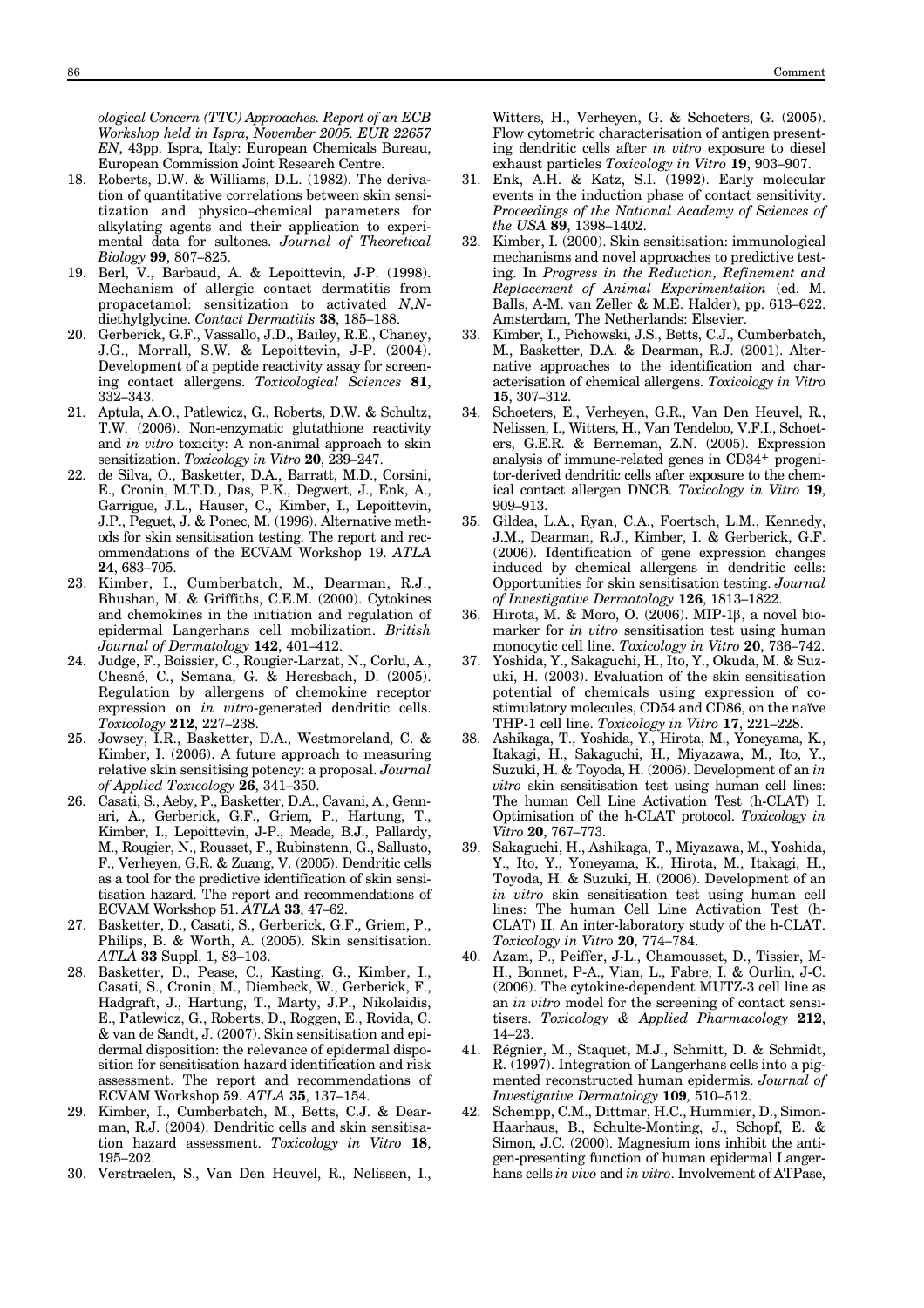*ological Concern (TTC) Approaches. Report of an ECB Workshop held in Ispra, November 2005. EUR 22657 EN*, 43pp. Ispra, Italy: European Chemicals Bureau, European Commission Joint Research Centre.

18. Roberts, D.W. & Williams, D.L. (1982). The derivation of quantitative correlations between skin sensitization and physico–chemical parameters for alkylating agents and their application to experimental data for sultones. *Journal of Theoretical Biology* **99**, 807–825.
19. Berl, V., Barbaud, A. & Lepoittevin, J-P. (1998). Mechanism of allergic contact dermatitis from propacetamol: sensitization to activated *N,N*-diethylglycine. *Contact Dermatitis* **38**, 185–188.
20. Gerberick, G.F., Vassallo, J.D., Bailey, R.E., Chaney, J.G., Morrall, S.W. & Lepoittevin, J-P. (2004). Development of a peptide reactivity assay for screening contact allergens. *Toxicological Sciences* **81**, 332–343.
21. Aptula, A.O., Patlewicz, G., Roberts, D.W. & Schultz, T.W. (2006). Non-enzymatic glutathione reactivity and *in vitro* toxicity: A non-animal approach to skin sensitization. *Toxicology in Vitro* **20**, 239–247.
22. de Silva, O., Basketter, D.A., Barratt, M.D., Corsini, E., Cronin, M.T.D., Das, P.K., Degwert, J., Enk, A., Garrigue, J.L., Hauser, C., Kimber, I., Lepoittevin, J.P., Peguet, J. & Ponec, M. (1996). Alternative methods for skin sensitisation testing. The report and recommendations of the ECVAM Workshop 19. *ATLA* **24**, 683–705.
23. Kimber, I., Cumberbatch, M., Dearman, R.J., Bhushan, M. & Griffiths, C.E.M. (2000). Cytokines and chemokines in the initiation and regulation of epidermal Langerhans cell mobilization. *British Journal of Dermatology* **142**, 401–412.
24. Judge, F., Boissier, C., Rougier-Larzat, N., Corlu, A., Chesné, C., Semana, G. & Heresbach, D. (2005). Regulation by allergens of chemokine receptor expression on *in vitro*-generated dendritic cells. *Toxicology* **212**, 227–238.
25. Jowsey, I.R., Basketter, D.A., Westmoreland, C. & Kimber, I. (2006). A future approach to measuring relative skin sensitising potency: a proposal. *Journal of Applied Toxicology* **26**, 341–350.
26. Casati, S., Aeby, P., Basketter, D.A., Cavani, A., Gennari, A., Gerberick, G.F., Griem, P., Hartung, T., Kimber, I., Lepoittevin, J-P., Meade, B.J., Pallardy, M., Rougier, N., Rousset, F., Rubinstenn, G., Sallusto, F., Verheyen, G.R. & Zuang, V. (2005). Dendritic cells as a tool for the predictive identification of skin sensitisation hazard. The report and recommendations of ECVAM Workshop 51. *ATLA* **33**, 47–62.
27. Basketter, D., Casati, S., Gerberick, G.F., Griem, P., Philips, B. & Worth, A. (2005). Skin sensitisation. *ATLA* **33** Suppl. 1, 83–103.
28. Basketter, D., Pease, C., Kasting, G., Kimber, I., Casati, S., Cronin, M., Diembeck, W., Gerberick, F., Hadgraft, J., Hartung, T., Marty, J.P., Nikolaidis, E., Patlewicz, G., Roberts, D., Roggen, E., Rovida, C. & van de Sandt, J. (2007). Skin sensitisation and epidermal disposition: the relevance of epidermal disposition for sensitisation hazard identification and risk assessment. The report and recommendations of ECVAM Workshop 59. *ATLA* **35**, 137–154.
29. Kimber, I., Cumberbatch, M., Betts, C.J. & Dearman, R.J. (2004). Dendritic cells and skin sensitisation hazard assessment. *Toxicology in Vitro* **18**, 195–202.
30. Verstraelen, S., Van Den Heuvel, R., Nelissen, I., Witters, H., Verheyen, G. & Schoeters, G. (2005). Flow cytometric characterisation of antigen presenting dendritic cells after *in vitro* exposure to diesel exhaust particles *Toxicology in Vitro* **19**, 903–907.
31. Enk, A.H. & Katz, S.I. (1992). Early molecular events in the induction phase of contact sensitivity. *Proceedings of the National Academy of Sciences of the USA* **89**, 1398–1402.
32. Kimber, I. (2000). Skin sensitisation: immunological mechanisms and novel approaches to predictive testing. In *Progress in the Reduction, Refinement and Replacement of Animal Experimentation* (ed. M. Balls, A-M. van Zeller & M.E. Halder), pp. 613–622. Amsterdam, The Netherlands: Elsevier.
33. Kimber, I., Pichowski, J.S., Betts, C.J., Cumberbatch, M., Basketter, D.A. & Dearman, R.J. (2001). Alternative approaches to the identification and characterisation of chemical allergens. *Toxicology in Vitro* **15**, 307–312.
34. Schoeters, E., Verheyen, G.R., Van Den Heuvel, R., Nelissen, I., Witters, H., Van Tendeloo, V.F.I., Schoeters, G.E.R. & Berneman, Z.N. (2005). Expression analysis of immune-related genes in $CD34^+$ progenitor-derived dendritic cells after exposure to the chemical contact allergen DNCB. *Toxicology in Vitro* **19**, 909–913.
35. Gildea, L.A., Ryan, C.A., Foertsch, L.M., Kennedy, J.M., Dearman, R.J., Kimber, I. & Gerberick, G.F. (2006). Identification of gene expression changes induced by chemical allergens in dendritic cells: Opportunities for skin sensitisation testing. *Journal of Investigative Dermatology* **126**, 1813–1822.
36. Hirota, M. & Moro, O. (2006). MIP-1β, a novel biomarker for *in vitro* sensitisation test using human monocytic cell line. *Toxicology in Vitro* **20**, 736–742.
37. Yoshida, Y., Sakaguchi, H., Ito, Y., Okuda, M. & Suzuki, H. (2003). Evaluation of the skin sensitisation potential of chemicals using expression of costimulatory molecules, CD54 and CD86, on the naïve THP-1 cell line. *Toxicology in Vitro* **17**, 221–228.
38. Ashikaga, T., Yoshida, Y., Hirota, M., Yoneyama, K., Itakagi, H., Sakaguchi, H., Miyazawa, M., Ito, Y., Suzuki, H. & Toyoda, H. (2006). Development of an *in vitro* skin sensitisation test using human cell lines: The human Cell Line Activation Test (h-CLAT) I. Optimisation of the h-CLAT protocol. *Toxicology in Vitro* **20**, 767–773.
39. Sakaguchi, H., Ashikaga, T., Miyazawa, M., Yoshida, Y., Ito, Y., Yoneyama, K., Hirota, M., Itakagi, H., Toyoda, H. & Suzuki, H. (2006). Development of an *in vitro* skin sensitisation test using human cell lines: The human Cell Line Activation Test (h-CLAT) II. An inter-laboratory study of the h-CLAT. *Toxicology in Vitro* **20**, 774–784.
40. Azam, P., Peiffer, J-L., Chamousset, D., Tissier, M-H., Bonnet, P-A., Vian, L., Fabre, I. & Ourlin, J-C. (2006). The cytokine-dependent MUTZ-3 cell line as an *in vitro* model for the screening of contact sensitisers. *Toxicology & Applied Pharmacology* **212**, 14–23.
41. Régnier, M., Staquet, M.J., Schmitt, D. & Schmidt, R. (1997). Integration of Langerhans cells into a pigmented reconstructed human epidermis. *Journal of Investigative Dermatology* **109**, 510–512.
42. Schempp, C.M., Dittmar, H.C., Hummier, D., Simon-Haarhaus, B., Schulte-Monting, J., Schopf, E. & Simon, J.C. (2000). Magnesium ions inhibit the antigen-presenting function of human epidermal Langerhans cells *in vivo* and *in vitro*. Involvement of ATPase,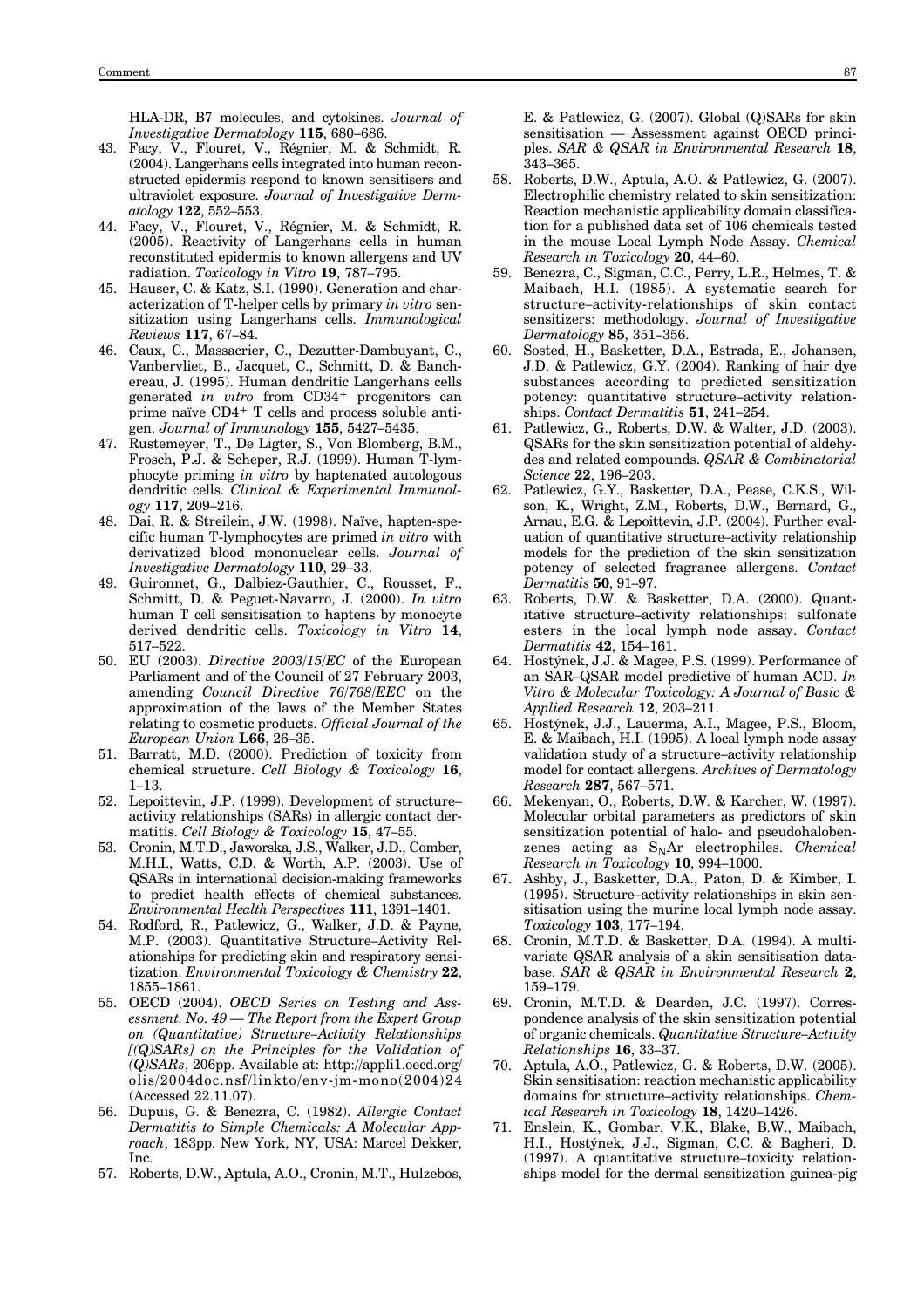HLA-DR, B7 molecules, and cytokines. *Journal of Investigative Dermatology* **115**, 680–686.

43. Facy, V., Flouret, V., Régnier, M. & Schmidt, R. (2004). Langerhans cells integrated into human reconstructed epidermis respond to known sensitisers and ultraviolet exposure. *Journal of Investigative Dermatology* **122**, 552–553.
44. Facy, V., Flouret, V., Régnier, M. & Schmidt, R. (2005). Reactivity of Langerhans cells in human reconstituted epidermis to known allergens and UV radiation. *Toxicology in Vitro* **19**, 787–795.
45. Hauser, C. & Katz, S.I. (1990). Generation and characterization of T-helper cells by primary *in vitro* sensitization using Langerhans cells. *Immunological Reviews* **117**, 67–84.
46. Caux, C., Massacrier, C., Dezutter-Dambuyant, C., Vanbervliet, B., Jacquet, C., Schmitt, D. & Banchereau, J. (1995). Human dendritic Langerhans cells generated *in vitro* from CD34+ progenitors can prime naïve CD4+ T cells and process soluble antigen. *Journal of Immunology* **155**, 5427–5435.
47. Rustemeyer, T., De Ligter, S., Von Blomberg, B.M., Frosch, P.J. & Scheper, R.J. (1999). Human T-lymphocyte priming *in vitro* by haptenated autologous dendritic cells. *Clinical & Experimental Immunology* **117**, 209–216.
48. Dai, R. & Streilein, J.W. (1998). Naïve, hapten-specific human T-lymphocytes are primed *in vitro* with derivatized blood mononuclear cells. *Journal of Investigative Dermatology* **110**, 29–33.
49. Guironnet, G., Dalbiez-Gauthier, C., Rousset, F., Schmitt, D. & Peguet-Navarro, J. (2000). *In vitro* human T cell sensitisation to haptens by monocyte derived dendritic cells. *Toxicology in Vitro* **14**, 517–522.
50. EU (2003). *Directive 2003/15/EC* of the European Parliament and of the Council of 27 February 2003, amending *Council Directive 76/768/EEC* on the approximation of the laws of the Member States relating to cosmetic products. *Official Journal of the European Union* **L66**, 26–35.
51. Barratt, M.D. (2000). Prediction of toxicity from chemical structure. *Cell Biology & Toxicology* **16**, 1–13.
52. Lepoittevin, J.P. (1999). Development of structure–activity relationships (SARs) in allergic contact dermatitis. *Cell Biology & Toxicology* **15**, 47–55.
53. Cronin, M.T.D., Jaworska, J.S., Walker, J.D., Comber, M.H.I., Watts, C.D. & Worth, A.P. (2003). Use of QSARs in international decision-making frameworks to predict health effects of chemical substances. *Environmental Health Perspectives* **111**, 1391–1401.
54. Rodford, R., Patlewicz, G., Walker, J.D. & Payne, M.P. (2003). Quantitative Structure–Activity Relationships for predicting skin and respiratory sensitization. *Environmental Toxicology & Chemistry* **22**, 1855–1861.
55. OECD (2004). *OECD Series on Testing and Assessment. No. 49 — The Report from the Expert Group on (Quantitative) Structure–Activity Relationships [(Q)SARs] on the Principles for the Validation of (Q)SARs*, 206pp. Available at: http://appli1.oecd.org/olis/2004doc.nsf/linkto/env-jm-mono(2004)24 (Accessed 22.11.07).
56. Dupuis, G. & Benezra, C. (1982). *Allergic Contact Dermatitis to Simple Chemicals: A Molecular Approach*, 183pp. New York, NY, USA: Marcel Dekker, Inc.
57. Roberts, D.W., Aptula, A.O., Cronin, M.T., Hulzebos, E. & Patlewicz, G. (2007). Global (Q)SARs for skin sensitisation — Assessment against OECD principles. *SAR & QSAR in Environmental Research* **18**, 343–365.
58. Roberts, D.W., Aptula, A.O. & Patlewicz, G. (2007). Electrophilic chemistry related to skin sensitization: Reaction mechanistic applicability domain classification for a published data set of 106 chemicals tested in the mouse Local Lymph Node Assay. *Chemical Research in Toxicology* **20**, 44–60.
59. Benezra, C., Sigman, C.C., Perry, L.R., Helmes, T. & Maibach, H.I. (1985). A systematic search for structure–activity-relationships of skin contact sensitizers: methodology. *Journal of Investigative Dermatology* **85**, 351–356.
60. Sosted, H., Basketter, D.A., Estrada, E., Johansen, J.D. & Patlewicz, G.Y. (2004). Ranking of hair dye substances according to predicted sensitization potency: quantitative structure–activity relationships. *Contact Dermatitis* **51**, 241–254.
61. Patlewicz, G., Roberts, D.W. & Walter, J.D. (2003). QSARs for the skin sensitization potential of aldehydes and related compounds. *QSAR & Combinatorial Science* **22**, 196–203.
62. Patlewicz, G.Y., Basketter, D.A., Pease, C.K.S., Wilson, K., Wright, Z.M., Roberts, D.W., Bernard, G., Arnau, E.G. & Lepoittevin, J.P. (2004). Further evaluation of quantitative structure–activity relationship models for the prediction of the skin sensitization potency of selected fragrance allergens. *Contact Dermatitis* **50**, 91–97.
63. Roberts, D.W. & Basketter, D.A. (2000). Quantitative structure–activity relationships: sulfonate esters in the local lymph node assay. *Contact Dermatitis* **42**, 154–161.
64. Hostýnek, J.J. & Magee, P.S. (1999). Performance of an SAR–QSAR model predictive of human ACD. *In Vitro & Molecular Toxicology: A Journal of Basic & Applied Research* **12**, 203–211.
65. Hostýnek, J.J., Lauerma, A.I., Magee, P.S., Bloom, E. & Maibach, H.I. (1995). A local lymph node assay validation study of a structure–activity relationship model for contact allergens. *Archives of Dermatology Research* **287**, 567–571.
66. Mekenyan, O., Roberts, D.W. & Karcher, W. (1997). Molecular orbital parameters as predictors of skin sensitization potential of halo- and pseudohalobenzenes acting as $S_NAr$ electrophiles. *Chemical Research in Toxicology* **10**, 994–1000.
67. Ashby, J., Basketter, D.A., Paton, D. & Kimber, I. (1995). Structure–activity relationships in skin sensitisation using the murine local lymph node assay. *Toxicology* **103**, 177–194.
68. Cronin, M.T.D. & Basketter, D.A. (1994). A multivariate QSAR analysis of a skin sensitisation database. *SAR & QSAR in Environmental Research* **2**, 159–179.
69. Cronin, M.T.D. & Dearden, J.C. (1997). Correspondence analysis of the skin sensitization potential of organic chemicals. *Quantitative Structure–Activity Relationships* **16**, 33–37.
70. Aptula, A.O., Patlewicz, G. & Roberts, D.W. (2005). Skin sensitisation: reaction mechanistic applicability domains for structure–activity relationships. *Chemical Research in Toxicology* **18**, 1420–1426.
71. Enslein, K., Gombar, V.K., Blake, B.W., Maibach, H.I., Hostýnek, J.J., Sigman, C.C. & Bagheri, D. (1997). A quantitative structure–toxicity relationships model for the dermal sensitization guinea-pig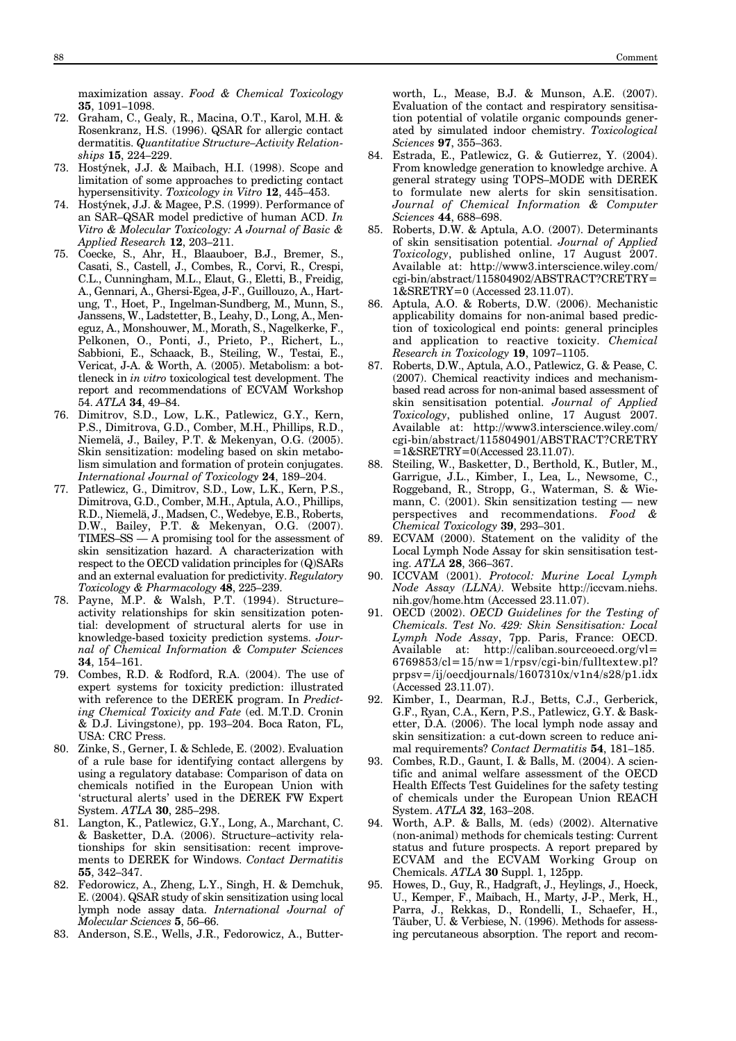maximization assay. *Food & Chemical Toxicology* **35**, 1091–1098.

72. Graham, C., Gealy, R., Macina, O.T., Karol, M.H. & Rosenkranz, H.S. (1996). QSAR for allergic contact dermatitis. *Quantitative Structure–Activity Relationships* **15**, 224–229.
73. Hostýnek, J.J. & Maibach, H.I. (1998). Scope and limitation of some approaches to predicting contact hypersensitivity. *Toxicology in Vitro* **12**, 445–453.
74. Hostýnek, J.J. & Magee, P.S. (1999). Performance of an SAR–QSAR model predictive of human ACD. *In Vitro & Molecular Toxicology: A Journal of Basic & Applied Research* **12**, 203–211.
75. Coecke, S., Ahr, H., Blaauboer, B.J., Bremer, S., Casati, S., Castell, J., Combes, R., Corvi, R., Crespi, C.L., Cunningham, M.L., Elaut, G., Eletti, B., Freidig, A., Gennari, A., Ghersi-Egea, J-F., Guillouzo, A., Hartung, T., Hoet, P., Ingelman-Sundberg, M., Munn, S., Janssens, W., Ladstetter, B., Leahy, D., Long, A., Meneguz, A., Monshouwer, M., Morath, S., Nagelkerke, F., Pelkonen, O., Ponti, J., Prieto, P., Richert, L., Sabbioni, E., Schaack, B., Steiling, W., Testai, E., Vericat, J-A. & Worth, A. (2005). Metabolism: a bottleneck in *in vitro* toxicological test development. The report and recommendations of ECVAM Workshop 54. *ATLA* **34**, 49–84.
76. Dimitrov, S.D., Low, L.K., Patlewicz, G.Y., Kern, P.S., Dimitrova, G.D., Comber, M.H., Phillips, R.D., Niemelä, J., Bailey, P.T. & Mekenyan, O.G. (2005). Skin sensitization: modeling based on skin metabolism simulation and formation of protein conjugates. *International Journal of Toxicology* **24**, 189–204.
77. Patlewicz, G., Dimitrov, S.D., Low, L.K., Kern, P.S., Dimitrova, G.D., Comber, M.H., Aptula, A.O., Phillips, R.D., Niemelä, J., Madsen, C., Wedebye, E.B., Roberts, D.W., Bailey, P.T. & Mekenyan, O.G. (2007). TIMES–SS — A promising tool for the assessment of skin sensitization hazard. A characterization with respect to the OECD validation principles for (Q)SARs and an external evaluation for predictivity. *Regulatory Toxicology & Pharmacology* **48**, 225–239.
78. Payne, M.P. & Walsh, P.T. (1994). Structure–activity relationships for skin sensitization potential: development of structural alerts for use in knowledge-based toxicity prediction systems. *Journal of Chemical Information & Computer Sciences* **34**, 154–161.
79. Combes, R.D. & Rodford, R.A. (2004). The use of expert systems for toxicity prediction: illustrated with reference to the DEREK program. In *Predicting Chemical Toxicity and Fate* (ed. M.T.D. Cronin & D.J. Livingstone), pp. 193–204. Boca Raton, FL, USA: CRC Press.
80. Zinke, S., Gerner, I. & Schlede, E. (2002). Evaluation of a rule base for identifying contact allergens by using a regulatory database: Comparison of data on chemicals notified in the European Union with 'structural alerts' used in the DEREK FW Expert System. *ATLA* **30**, 285–298.
81. Langton, K., Patlewicz, G.Y., Long, A., Marchant, C. & Basketter, D.A. (2006). Structure–activity relationships for skin sensitisation: recent improvements to DEREK for Windows. *Contact Dermatitis* **55**, 342–347.
82. Fedorowicz, A., Zheng, L.Y., Singh, H. & Demchuk, E. (2004). QSAR study of skin sensitization using local lymph node assay data. *International Journal of Molecular Sciences* **5**, 56–66.
83. Anderson, S.E., Wells, J.R., Fedorowicz, A., Butterworth, L., Mease, B.J. & Munson, A.E. (2007). Evaluation of the contact and respiratory sensitisation potential of volatile organic compounds generated by simulated indoor chemistry. *Toxicological Sciences* **97**, 355–363.
84. Estrada, E., Patlewicz, G. & Gutierrez, Y. (2004). From knowledge generation to knowledge archive. A general strategy using TOPS–MODE with DEREK to formulate new alerts for skin sensitisation. *Journal of Chemical Information & Computer Sciences* **44**, 688–698.
85. Roberts, D.W. & Aptula, A.O. (2007). Determinants of skin sensitisation potential. *Journal of Applied Toxicology*, published online, 17 August 2007. Available at: http://www3.interscience.wiley.com/cgi-bin/abstract/115804902/ABSTRACT?CRETRY=1&SRETRY=0 (Accessed 23.11.07).
86. Aptula, A.O. & Roberts, D.W. (2006). Mechanistic applicability domains for non-animal based prediction of toxicological end points: general principles and application to reactive toxicity. *Chemical Research in Toxicology* **19**, 1097–1105.
87. Roberts, D.W., Aptula, A.O., Patlewicz, G. & Pease, C. (2007). Chemical reactivity indices and mechanism-based read across for non-animal based assessment of skin sensitisation potential. *Journal of Applied Toxicology*, published online, 17 August 2007. Available at: http://www3.interscience.wiley.com/cgi-bin/abstract/115804901/ABSTRACT?CRETRY=1&SRETRY=0(Accessed 23.11.07).
88. Steiling, W., Basketter, D., Berthold, K., Butler, M., Garrigue, J.L., Kimber, I., Lea, L., Newsome, C., Roggeband, R., Stropp, G., Waterman, S. & Wiemann, C. (2001). Skin sensitization testing — new perspectives and recommendations. *Food & Chemical Toxicology* **39**, 293–301.
89. ECVAM (2000). Statement on the validity of the Local Lymph Node Assay for skin sensitisation testing. *ATLA* **28**, 366–367.
90. ICCVAM (2001). *Protocol: Murine Local Lymph Node Assay (LLNA)*. Website http://iccvam.niehs.nih.gov/home.htm (Accessed 23.11.07).
91. OECD (2002). *OECD Guidelines for the Testing of Chemicals. Test No. 429: Skin Sensitisation: Local Lymph Node Assay*, 7pp. Paris, France: OECD. Available at: http://caliban.sourceoecd.org/vl=6769853/cl=15/nw=1/rpsv/cgi-bin/fulltextew.pl?prpsv=/ij/oecdjournals/1607310x/v1n4/s28/p1.idx (Accessed 23.11.07).
92. Kimber, I., Dearman, R.J., Betts, C.J., Gerberick, G.F., Ryan, C.A., Kern, P.S., Patlewicz, G.Y. & Basketter, D.A. (2006). The local lymph node assay and skin sensitization: a cut-down screen to reduce animal requirements? *Contact Dermatitis* **54**, 181–185.
93. Combes, R.D., Gaunt, I. & Balls, M. (2004). A scientific and animal welfare assessment of the OECD Health Effects Test Guidelines for the safety testing of chemicals under the European Union REACH System. *ATLA* **32**, 163–208.
94. Worth, A.P. & Balls, M. (eds) (2002). Alternative (non-animal) methods for chemicals testing: Current status and future prospects. A report prepared by ECVAM and the ECVAM Working Group on Chemicals. *ATLA* **30** Suppl. 1, 125pp.
95. Howes, D., Guy, R., Hadgraft, J., Heylings, J., Hoeck, U., Kemper, F., Maibach, H., Marty, J-P., Merk, H., Parra, J., Rekkas, D., Rondelli, I., Schaefer, H., Täuber, U. & Verbiese, N. (1996). Methods for assessing percutaneous absorption. The report and recom-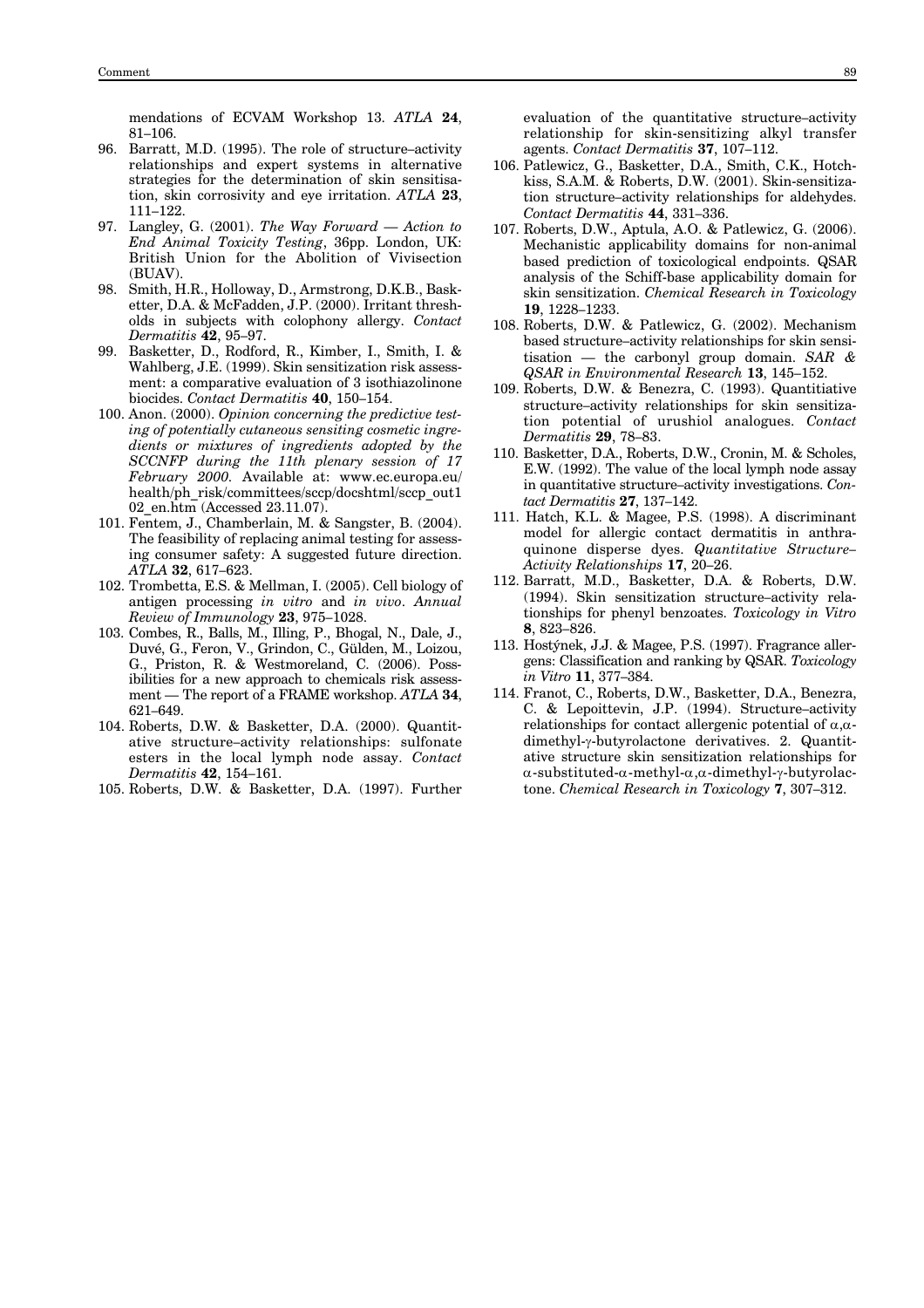mendations of ECVAM Workshop 13. *ATLA* **24**, 81–106.

96. Barratt, M.D. (1995). The role of structure–activity relationships and expert systems in alternative strategies for the determination of skin sensitisation, skin corrosivity and eye irritation. *ATLA* **23**, 111–122.
97. Langley, G. (2001). *The Way Forward — Action to End Animal Toxicity Testing*, 36pp. London, UK: British Union for the Abolition of Vivisection (BUAV).
98. Smith, H.R., Holloway, D., Armstrong, D.K.B., Basketter, D.A. & McFadden, J.P. (2000). Irritant thresholds in subjects with colophony allergy. *Contact Dermatitis* **42**, 95–97.
99. Basketter, D., Rodford, R., Kimber, I., Smith, I. & Wahlberg, J.E. (1999). Skin sensitization risk assessment: a comparative evaluation of 3 isothiazolinone biocides. *Contact Dermatitis* **40**, 150–154.
100. Anon. (2000). *Opinion concerning the predictive testing of potentially cutaneous sensiting cosmetic ingredients or mixtures of ingredients adopted by the SCCNFP during the 11th plenary session of 17 February 2000.* Available at: www.ec.europa.eu/health/ph_risk/committees/sccp/docshtml/sccp_out102_en.htm (Accessed 23.11.07).
101. Fentem, J., Chamberlain, M. & Sangster, B. (2004). The feasibility of replacing animal testing for assessing consumer safety: A suggested future direction. *ATLA* **32**, 617–623.
102. Trombetta, E.S. & Mellman, I. (2005). Cell biology of antigen processing *in vitro* and *in vivo*. *Annual Review of Immunology* **23**, 975–1028.
103. Combes, R., Balls, M., Illing, P., Bhogal, N., Dale, J., Duvé, G., Feron, V., Grindon, C., Gülden, M., Loizou, G., Priston, R. & Westmoreland, C. (2006). Possibilities for a new approach to chemicals risk assessment — The report of a FRAME workshop. *ATLA* **34**, 621–649.
104. Roberts, D.W. & Basketter, D.A. (2000). Quantitative structure–activity relationships: sulfonate esters in the local lymph node assay. *Contact Dermatitis* **42**, 154–161.
105. Roberts, D.W. & Basketter, D.A. (1997). Further evaluation of the quantitative structure–activity relationship for skin-sensitizing alkyl transfer agents. *Contact Dermatitis* **37**, 107–112.
106. Patlewicz, G., Basketter, D.A., Smith, C.K., Hotchkiss, S.A.M. & Roberts, D.W. (2001). Skin-sensitization structure–activity relationships for aldehydes. *Contact Dermatitis* **44**, 331–336.
107. Roberts, D.W., Aptula, A.O. & Patlewicz, G. (2006). Mechanistic applicability domains for non-animal based prediction of toxicological endpoints. QSAR analysis of the Schiff-base applicability domain for skin sensitization. *Chemical Research in Toxicology* **19**, 1228–1233.
108. Roberts, D.W. & Patlewicz, G. (2002). Mechanism based structure–activity relationships for skin sensitisation — the carbonyl group domain. *SAR & QSAR in Environmental Research* **13**, 145–152.
109. Roberts, D.W. & Benezra, C. (1993). Quantitiative structure–activity relationships for skin sensitization potential of urushiol analogues. *Contact Dermatitis* **29**, 78–83.
110. Basketter, D.A., Roberts, D.W., Cronin, M. & Scholes, E.W. (1992). The value of the local lymph node assay in quantitative structure–activity investigations. *Contact Dermatitis* **27**, 137–142.
111. Hatch, K.L. & Magee, P.S. (1998). A discriminant model for allergic contact dermatitis in anthraquinone disperse dyes. *Quantitative Structure–Activity Relationships* **17**, 20–26.
112. Barratt, M.D., Basketter, D.A. & Roberts, D.W. (1994). Skin sensitization structure–activity relationships for phenyl benzoates. *Toxicology in Vitro* **8**, 823–826.
113. Hostýnek, J.J. & Magee, P.S. (1997). Fragrance allergens: Classification and ranking by QSAR. *Toxicology in Vitro* **11**, 377–384.
114. Franot, C., Roberts, D.W., Basketter, D.A., Benezra, C. & Lepoittevin, J.P. (1994). Structure–activity relationships for contact allergenic potential of $\alpha,\alpha$-dimethyl-$\gamma$-butyrolactone derivatives. 2. Quantitative structure skin sensitization relationships for $\alpha$-substituted-$\alpha$-methyl-$\alpha,\alpha$-dimethyl-$\gamma$-butyrolactone. *Chemical Research in Toxicology* **7**, 307–312.